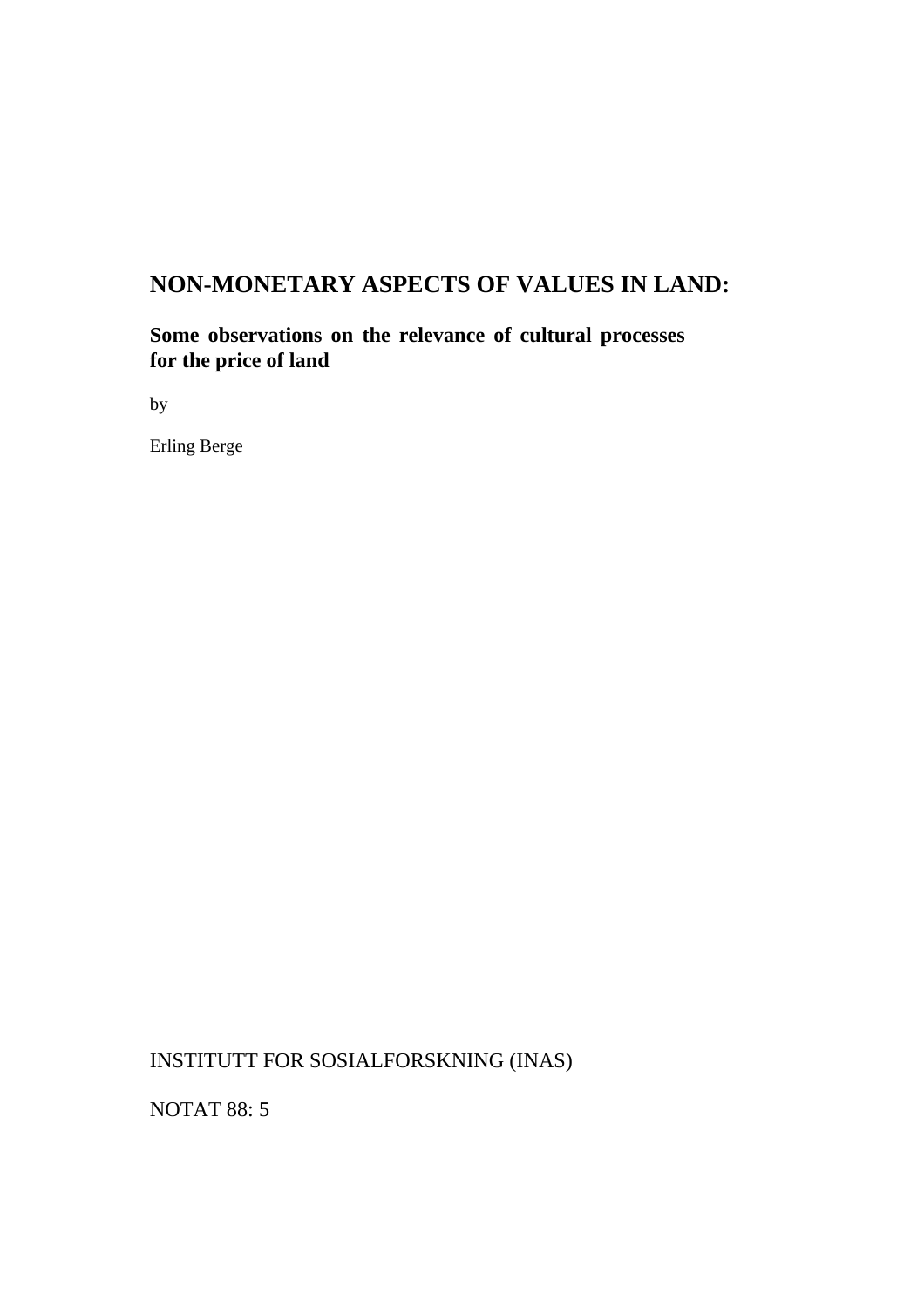# NON-MONETARY ASPECTS OF VALUES IN LAND:

## Some observations on the relevance of cultural processes for the price of land

by

Erling Berge

INSTITUTT FOR SOSIALFORSKNING (INAS)

NOTAT 88: 5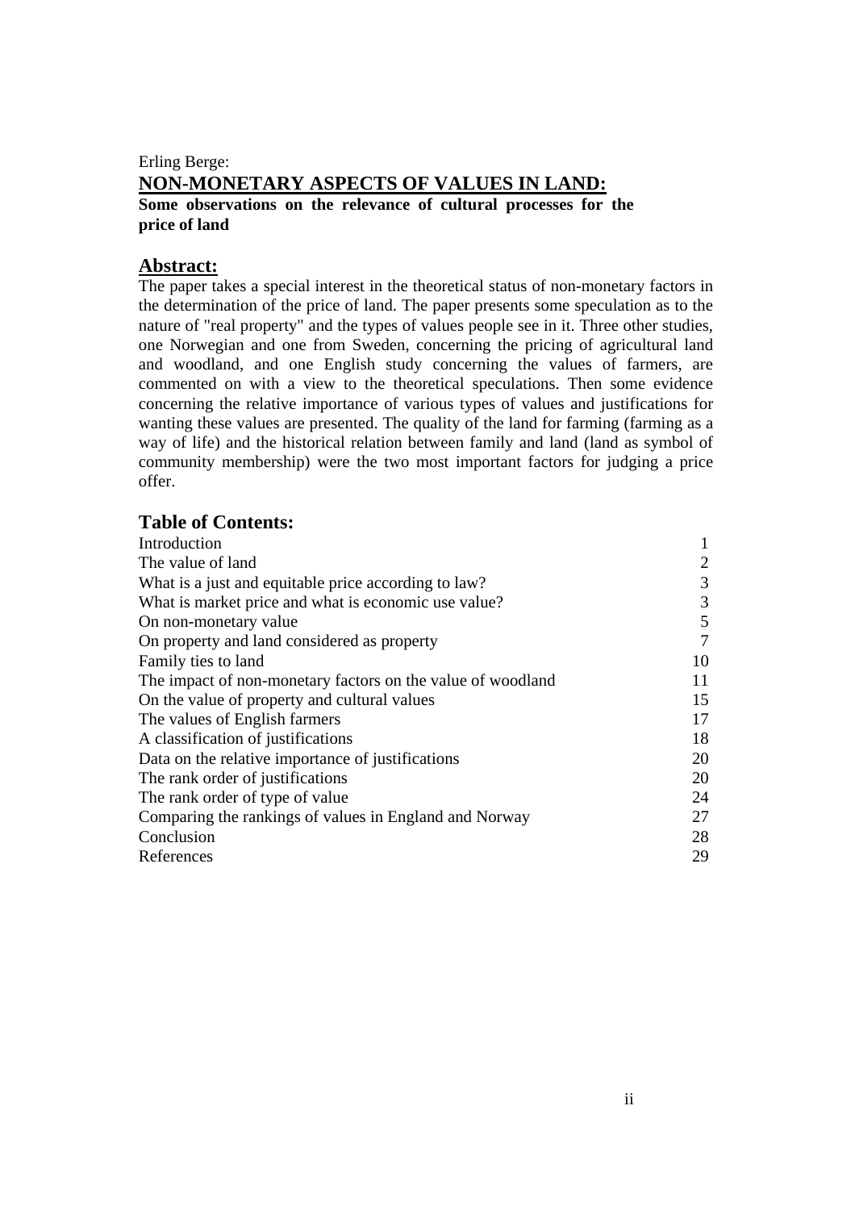Erling Berge:

# NON-MONETARY ASPECTS OF VALUES IN LAND:

**Some observations on the relevance of cultural processes for the price of land**

## Abstract:

The paper takes a special interest in the theoretical status of non-monetary factors in the determination of the price of land. The paper presents some speculation as to the nature of "real property" and the types of values people see in it. Three other studies, one Norwegian and one from Sweden, concerning the pricing of agricultural land and woodland, and one English study concerning the values of farmers, are commented on with a view to the theoretical speculations. Then some evidence concerning the relative importance of various types of values and justifications for wanting these values are presented. The quality of the land for farming (farming as a way of life) and the historical relation between family and land (land as symbol of community membership) were the two most important factors for judging a price offer.

## Table of Contents:

| | |
|---|---|
| Introduction | 1 |
| The value of land | 2 |
| What is a just and equitable price according to law? | 3 |
| What is market price and what is economic use value? | 3 |
| On non-monetary value | 5 |
| On property and land considered as property | 7 |
| Family ties to land | 10 |
| The impact of non-monetary factors on the value of woodland | 11 |
| On the value of property and cultural values | 15 |
| The values of English farmers | 17 |
| A classification of justifications | 18 |
| Data on the relative importance of justifications | 20 |
| The rank order of justifications | 20 |
| The rank order of type of value | 24 |
| Comparing the rankings of values in England and Norway | 27 |
| Conclusion | 28 |
| References | 29 |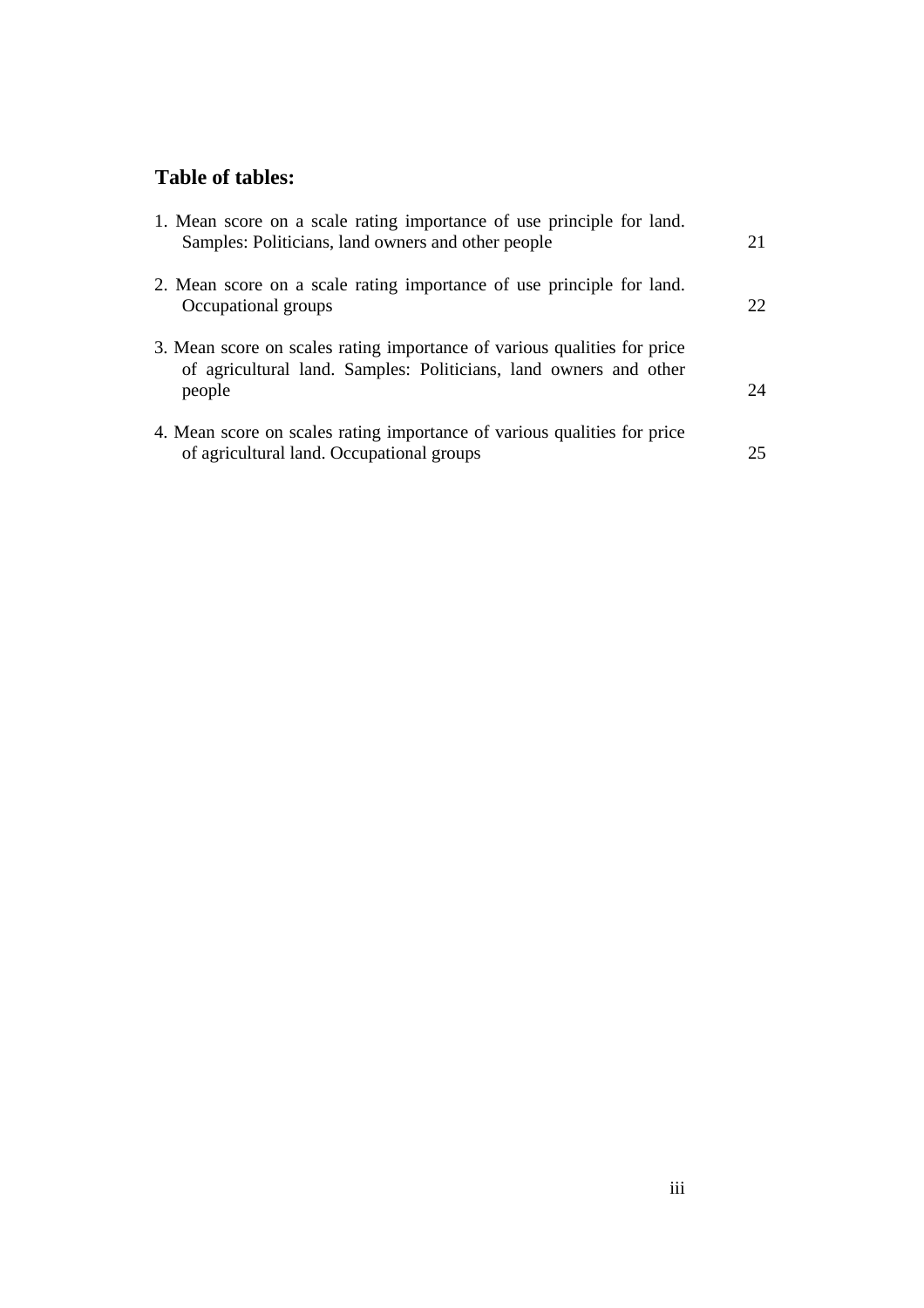## Table of tables:

1. Mean score on a scale rating importance of use principle for land. Samples: Politicians, land owners and other people 21

2. Mean score on a scale rating importance of use principle for land. Occupational groups 22

3. Mean score on scales rating importance of various qualities for price of agricultural land. Samples: Politicians, land owners and other people 24

4. Mean score on scales rating importance of various qualities for price of agricultural land. Occupational groups 25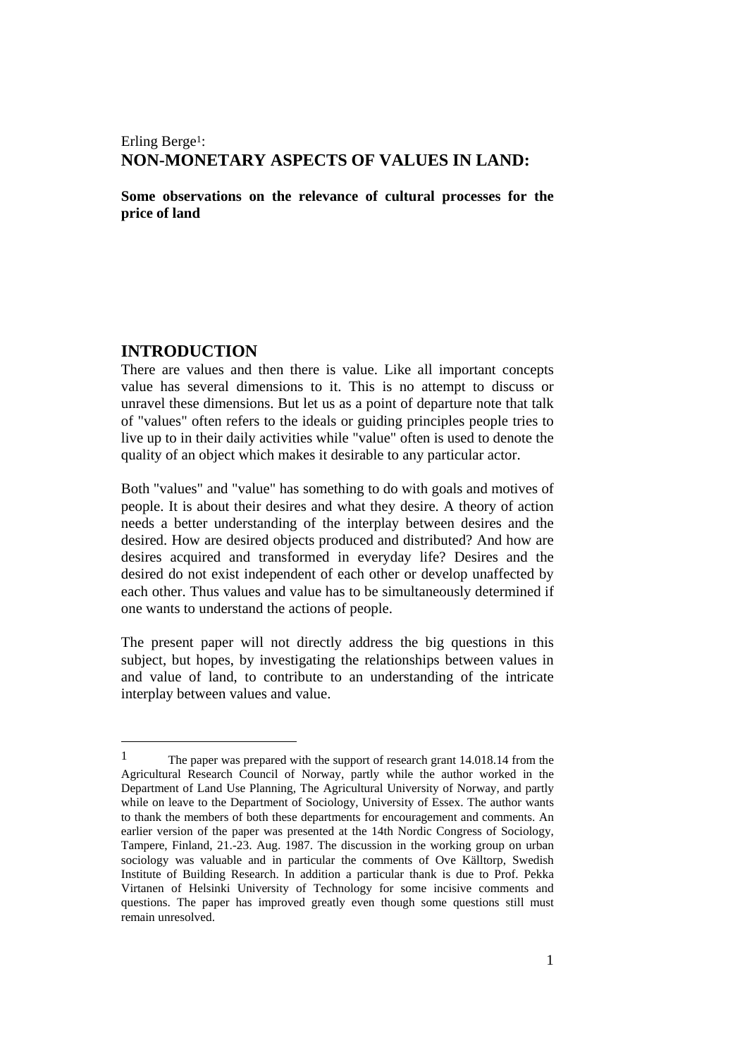Erling Berge[1]:

# NON-MONETARY ASPECTS OF VALUES IN LAND:

**Some observations on the relevance of cultural processes for the price of land**

## INTRODUCTION

There are values and then there is value. Like all important concepts value has several dimensions to it. This is no attempt to discuss or unravel these dimensions. But let us as a point of departure note that talk of "values" often refers to the ideals or guiding principles people tries to live up to in their daily activities while "value" often is used to denote the quality of an object which makes it desirable to any particular actor.

Both "values" and "value" has something to do with goals and motives of people. It is about their desires and what they desire. A theory of action needs a better understanding of the interplay between desires and the desired. How are desired objects produced and distributed? And how are desires acquired and transformed in everyday life? Desires and the desired do not exist independent of each other or develop unaffected by each other. Thus values and value has to be simultaneously determined if one wants to understand the actions of people.

The present paper will not directly address the big questions in this subject, but hopes, by investigating the relationships between values in and value of land, to contribute to an understanding of the intricate interplay between values and value.

---

[1] The paper was prepared with the support of research grant 14.018.14 from the Agricultural Research Council of Norway, partly while the author worked in the Department of Land Use Planning, The Agricultural University of Norway, and partly while on leave to the Department of Sociology, University of Essex. The author wants to thank the members of both these departments for encouragement and comments. An earlier version of the paper was presented at the 14th Nordic Congress of Sociology, Tampere, Finland, 21.-23. Aug. 1987. The discussion in the working group on urban sociology was valuable and in particular the comments of Ove Källtorp, Swedish Institute of Building Research. In addition a particular thank is due to Prof. Pekka Virtanen of Helsinki University of Technology for some incisive comments and questions. The paper has improved greatly even though some questions still must remain unresolved.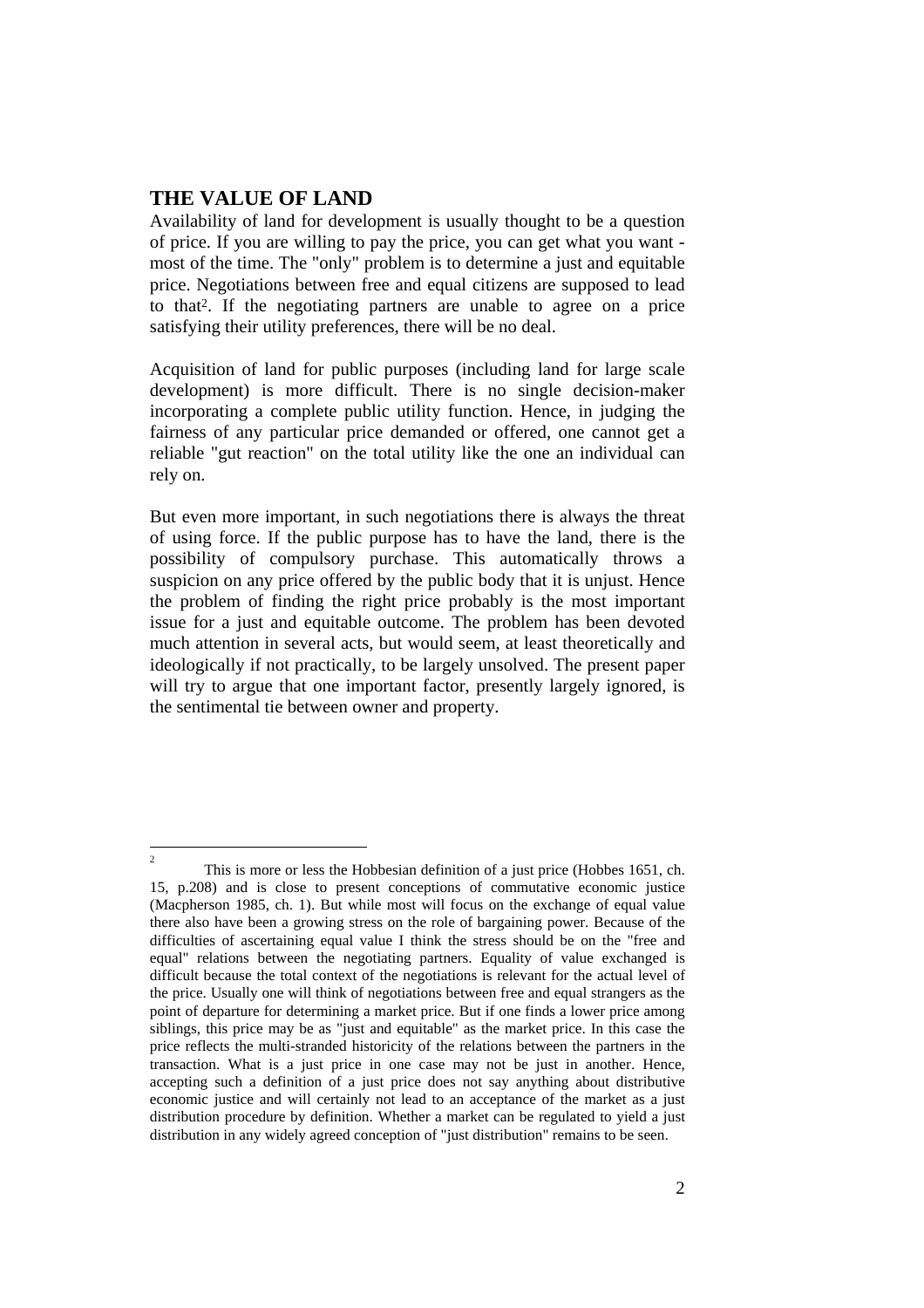## THE VALUE OF LAND

Availability of land for development is usually thought to be a question of price. If you are willing to pay the price, you can get what you want - most of the time. The "only" problem is to determine a just and equitable price. Negotiations between free and equal citizens are supposed to lead to that[2]. If the negotiating partners are unable to agree on a price satisfying their utility preferences, there will be no deal.

Acquisition of land for public purposes (including land for large scale development) is more difficult. There is no single decision-maker incorporating a complete public utility function. Hence, in judging the fairness of any particular price demanded or offered, one cannot get a reliable "gut reaction" on the total utility like the one an individual can rely on.

But even more important, in such negotiations there is always the threat of using force. If the public purpose has to have the land, there is the possibility of compulsory purchase. This automatically throws a suspicion on any price offered by the public body that it is unjust. Hence the problem of finding the right price probably is the most important issue for a just and equitable outcome. The problem has been devoted much attention in several acts, but would seem, at least theoretically and ideologically if not practically, to be largely unsolved. The present paper will try to argue that one important factor, presently largely ignored, is the sentimental tie between owner and property.

---

[2] This is more or less the Hobbesian definition of a just price (Hobbes 1651, ch. 15, p.208) and is close to present conceptions of commutative economic justice (Macpherson 1985, ch. 1). But while most will focus on the exchange of equal value there also have been a growing stress on the role of bargaining power. Because of the difficulties of ascertaining equal value I think the stress should be on the "free and equal" relations between the negotiating partners. Equality of value exchanged is difficult because the total context of the negotiations is relevant for the actual level of the price. Usually one will think of negotiations between free and equal strangers as the point of departure for determining a market price. But if one finds a lower price among siblings, this price may be as "just and equitable" as the market price. In this case the price reflects the multi-stranded historicity of the relations between the partners in the transaction. What is a just price in one case may not be just in another. Hence, accepting such a definition of a just price does not say anything about distributive economic justice and will certainly not lead to an acceptance of the market as a just distribution procedure by definition. Whether a market can be regulated to yield a just distribution in any widely agreed conception of "just distribution" remains to be seen.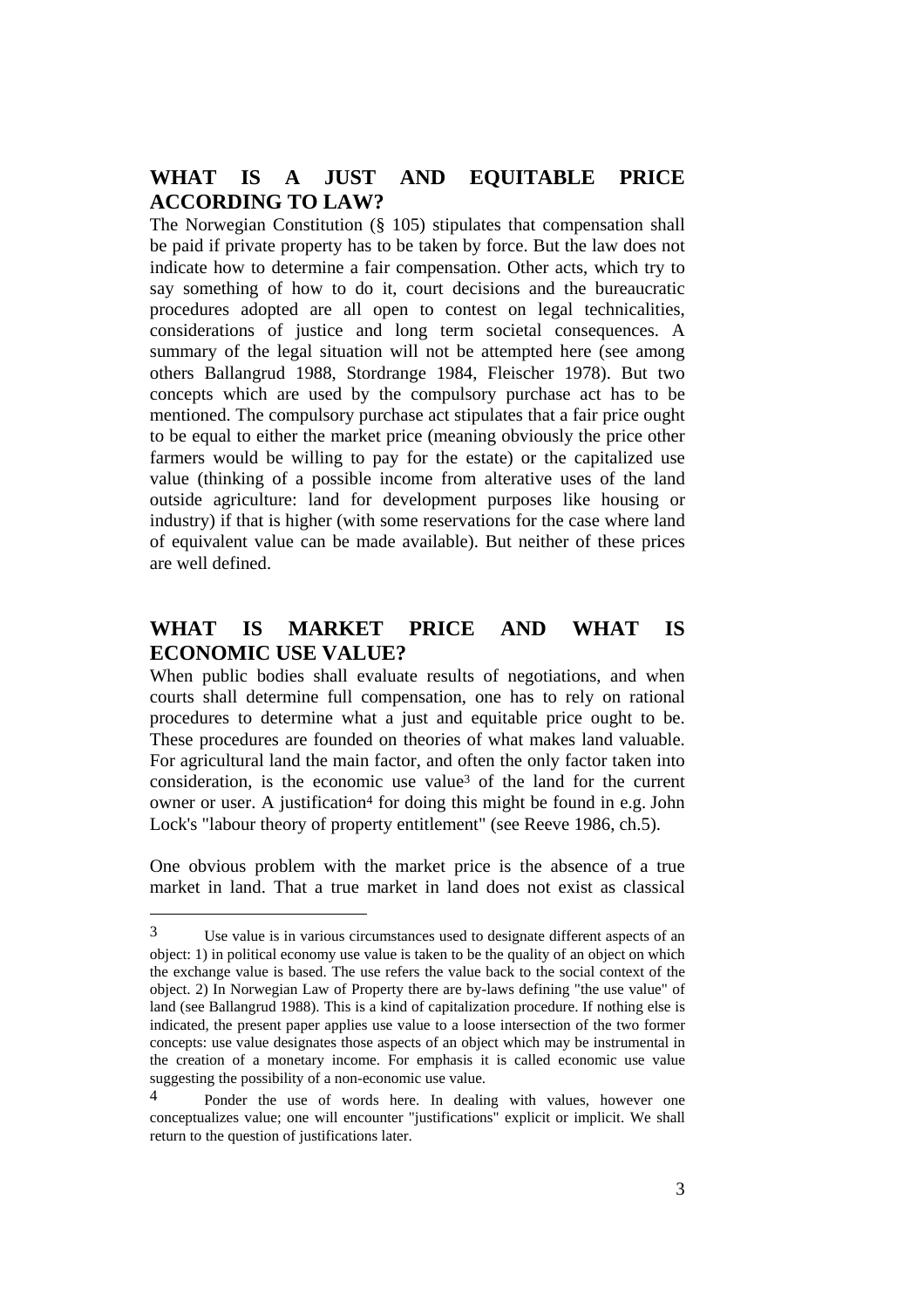## WHAT IS A JUST AND EQUITABLE PRICE ACCORDING TO LAW?

The Norwegian Constitution (§ 105) stipulates that compensation shall be paid if private property has to be taken by force. But the law does not indicate how to determine a fair compensation. Other acts, which try to say something of how to do it, court decisions and the bureaucratic procedures adopted are all open to contest on legal technicalities, considerations of justice and long term societal consequences. A summary of the legal situation will not be attempted here (see among others Ballangrud 1988, Stordrange 1984, Fleischer 1978). But two concepts which are used by the compulsory purchase act has to be mentioned. The compulsory purchase act stipulates that a fair price ought to be equal to either the market price (meaning obviously the price other farmers would be willing to pay for the estate) or the capitalized use value (thinking of a possible income from alterative uses of the land outside agriculture: land for development purposes like housing or industry) if that is higher (with some reservations for the case where land of equivalent value can be made available). But neither of these prices are well defined.

## WHAT IS MARKET PRICE AND WHAT IS ECONOMIC USE VALUE?

When public bodies shall evaluate results of negotiations, and when courts shall determine full compensation, one has to rely on rational procedures to determine what a just and equitable price ought to be. These procedures are founded on theories of what makes land valuable. For agricultural land the main factor, and often the only factor taken into consideration, is the economic use value[3] of the land for the current owner or user. A justification[4] for doing this might be found in e.g. John Lock's "labour theory of property entitlement" (see Reeve 1986, ch.5).

One obvious problem with the market price is the absence of a true market in land. That a true market in land does not exist as classical

---

[3] Use value is in various circumstances used to designate different aspects of an object: 1) in political economy use value is taken to be the quality of an object on which the exchange value is based. The use refers the value back to the social context of the object. 2) In Norwegian Law of Property there are by-laws defining "the use value" of land (see Ballangrud 1988). This is a kind of capitalization procedure. If nothing else is indicated, the present paper applies use value to a loose intersection of the two former concepts: use value designates those aspects of an object which may be instrumental in the creation of a monetary income. For emphasis it is called economic use value suggesting the possibility of a non-economic use value.

[4] Ponder the use of words here. In dealing with values, however one conceptualizes value; one will encounter "justifications" explicit or implicit. We shall return to the question of justifications later.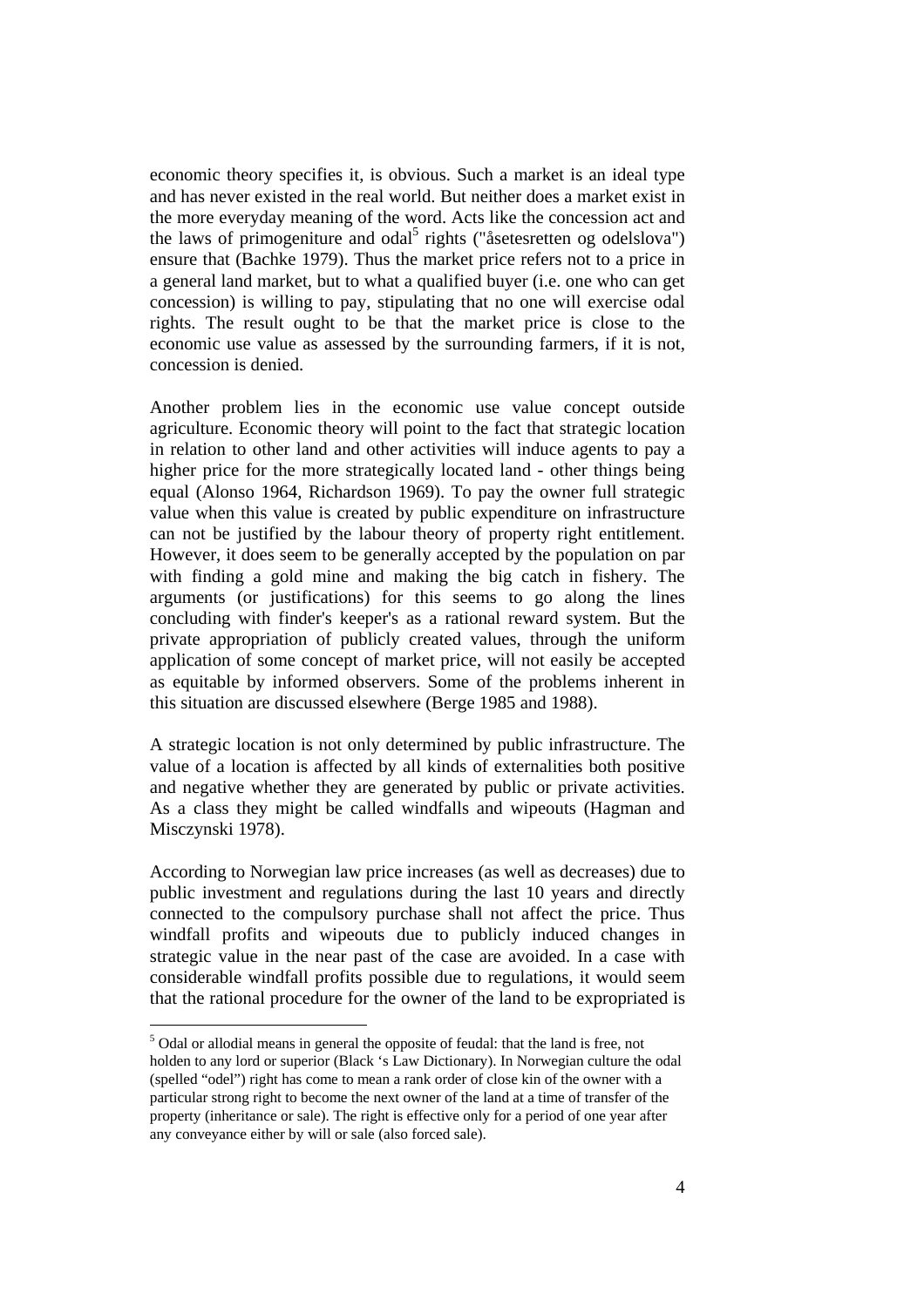economic theory specifies it, is obvious. Such a market is an ideal type and has never existed in the real world. But neither does a market exist in the more everyday meaning of the word. Acts like the concession act and the laws of primogeniture and odal[5] rights ("åsetesretten og odelslova") ensure that (Bachke 1979). Thus the market price refers not to a price in a general land market, but to what a qualified buyer (i.e. one who can get concession) is willing to pay, stipulating that no one will exercise odal rights. The result ought to be that the market price is close to the economic use value as assessed by the surrounding farmers, if it is not, concession is denied.

Another problem lies in the economic use value concept outside agriculture. Economic theory will point to the fact that strategic location in relation to other land and other activities will induce agents to pay a higher price for the more strategically located land - other things being equal (Alonso 1964, Richardson 1969). To pay the owner full strategic value when this value is created by public expenditure on infrastructure can not be justified by the labour theory of property right entitlement. However, it does seem to be generally accepted by the population on par with finding a gold mine and making the big catch in fishery. The arguments (or justifications) for this seems to go along the lines concluding with finder's keeper's as a rational reward system. But the private appropriation of publicly created values, through the uniform application of some concept of market price, will not easily be accepted as equitable by informed observers. Some of the problems inherent in this situation are discussed elsewhere (Berge 1985 and 1988).

A strategic location is not only determined by public infrastructure. The value of a location is affected by all kinds of externalities both positive and negative whether they are generated by public or private activities. As a class they might be called windfalls and wipeouts (Hagman and Misczynski 1978).

According to Norwegian law price increases (as well as decreases) due to public investment and regulations during the last 10 years and directly connected to the compulsory purchase shall not affect the price. Thus windfall profits and wipeouts due to publicly induced changes in strategic value in the near past of the case are avoided. In a case with considerable windfall profits possible due to regulations, it would seem that the rational procedure for the owner of the land to be expropriated is

---

[5] Odal or allodial means in general the opposite of feudal: that the land is free, not holden to any lord or superior (Black 's Law Dictionary). In Norwegian culture the odal (spelled "odel") right has come to mean a rank order of close kin of the owner with a particular strong right to become the next owner of the land at a time of transfer of the property (inheritance or sale). The right is effective only for a period of one year after any conveyance either by will or sale (also forced sale).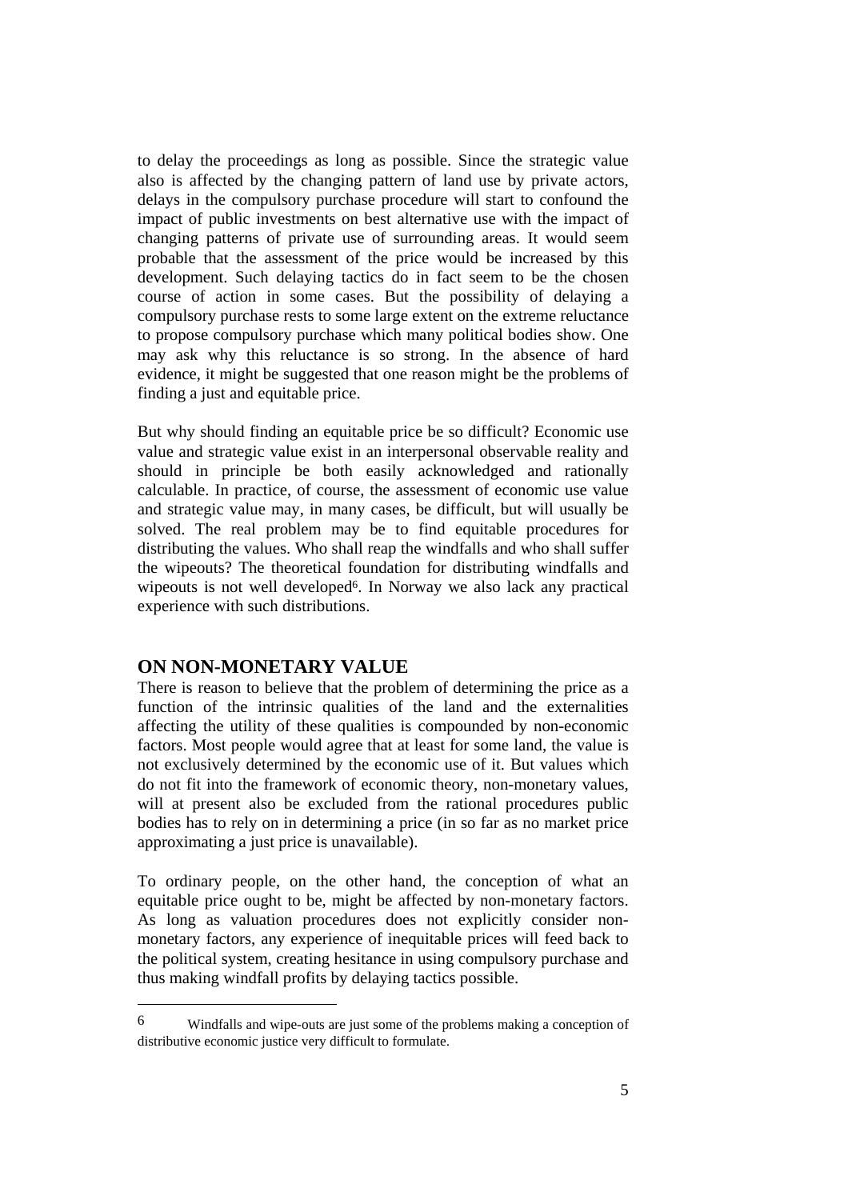to delay the proceedings as long as possible. Since the strategic value also is affected by the changing pattern of land use by private actors, delays in the compulsory purchase procedure will start to confound the impact of public investments on best alternative use with the impact of changing patterns of private use of surrounding areas. It would seem probable that the assessment of the price would be increased by this development. Such delaying tactics do in fact seem to be the chosen course of action in some cases. But the possibility of delaying a compulsory purchase rests to some large extent on the extreme reluctance to propose compulsory purchase which many political bodies show. One may ask why this reluctance is so strong. In the absence of hard evidence, it might be suggested that one reason might be the problems of finding a just and equitable price.

But why should finding an equitable price be so difficult? Economic use value and strategic value exist in an interpersonal observable reality and should in principle be both easily acknowledged and rationally calculable. In practice, of course, the assessment of economic use value and strategic value may, in many cases, be difficult, but will usually be solved. The real problem may be to find equitable procedures for distributing the values. Who shall reap the windfalls and who shall suffer the wipeouts? The theoretical foundation for distributing windfalls and wipeouts is not well developed[6]. In Norway we also lack any practical experience with such distributions.

## ON NON-MONETARY VALUE

There is reason to believe that the problem of determining the price as a function of the intrinsic qualities of the land and the externalities affecting the utility of these qualities is compounded by non-economic factors. Most people would agree that at least for some land, the value is not exclusively determined by the economic use of it. But values which do not fit into the framework of economic theory, non-monetary values, will at present also be excluded from the rational procedures public bodies has to rely on in determining a price (in so far as no market price approximating a just price is unavailable).

To ordinary people, on the other hand, the conception of what an equitable price ought to be, might be affected by non-monetary factors. As long as valuation procedures does not explicitly consider non-monetary factors, any experience of inequitable prices will feed back to the political system, creating hesitance in using compulsory purchase and thus making windfall profits by delaying tactics possible.

---

[6] Windfalls and wipe-outs are just some of the problems making a conception of distributive economic justice very difficult to formulate.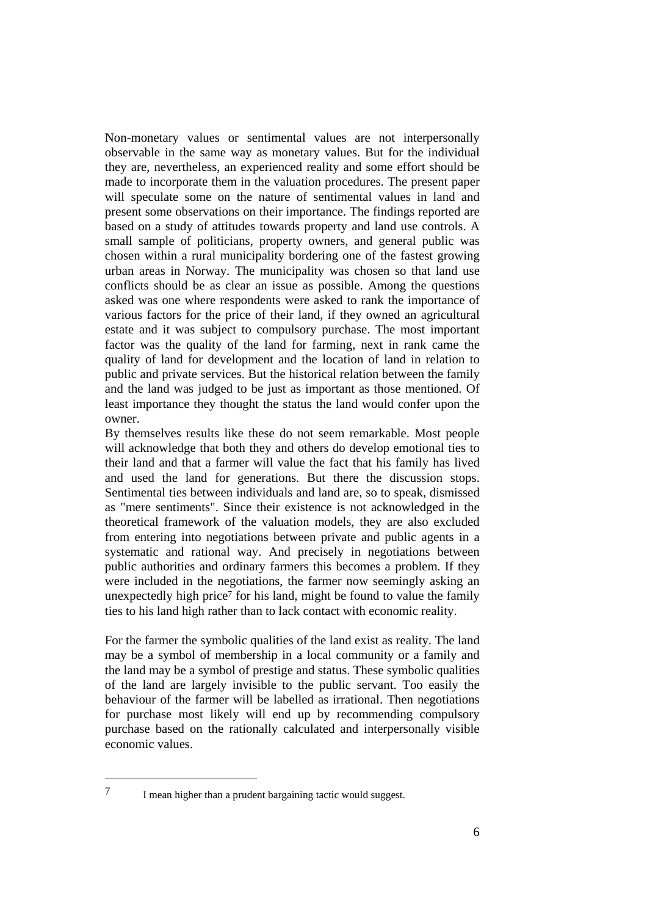Non-monetary values or sentimental values are not interpersonally observable in the same way as monetary values. But for the individual they are, nevertheless, an experienced reality and some effort should be made to incorporate them in the valuation procedures. The present paper will speculate some on the nature of sentimental values in land and present some observations on their importance. The findings reported are based on a study of attitudes towards property and land use controls. A small sample of politicians, property owners, and general public was chosen within a rural municipality bordering one of the fastest growing urban areas in Norway. The municipality was chosen so that land use conflicts should be as clear an issue as possible. Among the questions asked was one where respondents were asked to rank the importance of various factors for the price of their land, if they owned an agricultural estate and it was subject to compulsory purchase. The most important factor was the quality of the land for farming, next in rank came the quality of land for development and the location of land in relation to public and private services. But the historical relation between the family and the land was judged to be just as important as those mentioned. Of least importance they thought the status the land would confer upon the owner.

By themselves results like these do not seem remarkable. Most people will acknowledge that both they and others do develop emotional ties to their land and that a farmer will value the fact that his family has lived and used the land for generations. But there the discussion stops. Sentimental ties between individuals and land are, so to speak, dismissed as "mere sentiments". Since their existence is not acknowledged in the theoretical framework of the valuation models, they are also excluded from entering into negotiations between private and public agents in a systematic and rational way. And precisely in negotiations between public authorities and ordinary farmers this becomes a problem. If they were included in the negotiations, the farmer now seemingly asking an unexpectedly high price[7] for his land, might be found to value the family ties to his land high rather than to lack contact with economic reality.

For the farmer the symbolic qualities of the land exist as reality. The land may be a symbol of membership in a local community or a family and the land may be a symbol of prestige and status. These symbolic qualities of the land are largely invisible to the public servant. Too easily the behaviour of the farmer will be labelled as irrational. Then negotiations for purchase most likely will end up by recommending compulsory purchase based on the rationally calculated and interpersonally visible economic values.

---

[7] I mean higher than a prudent bargaining tactic would suggest.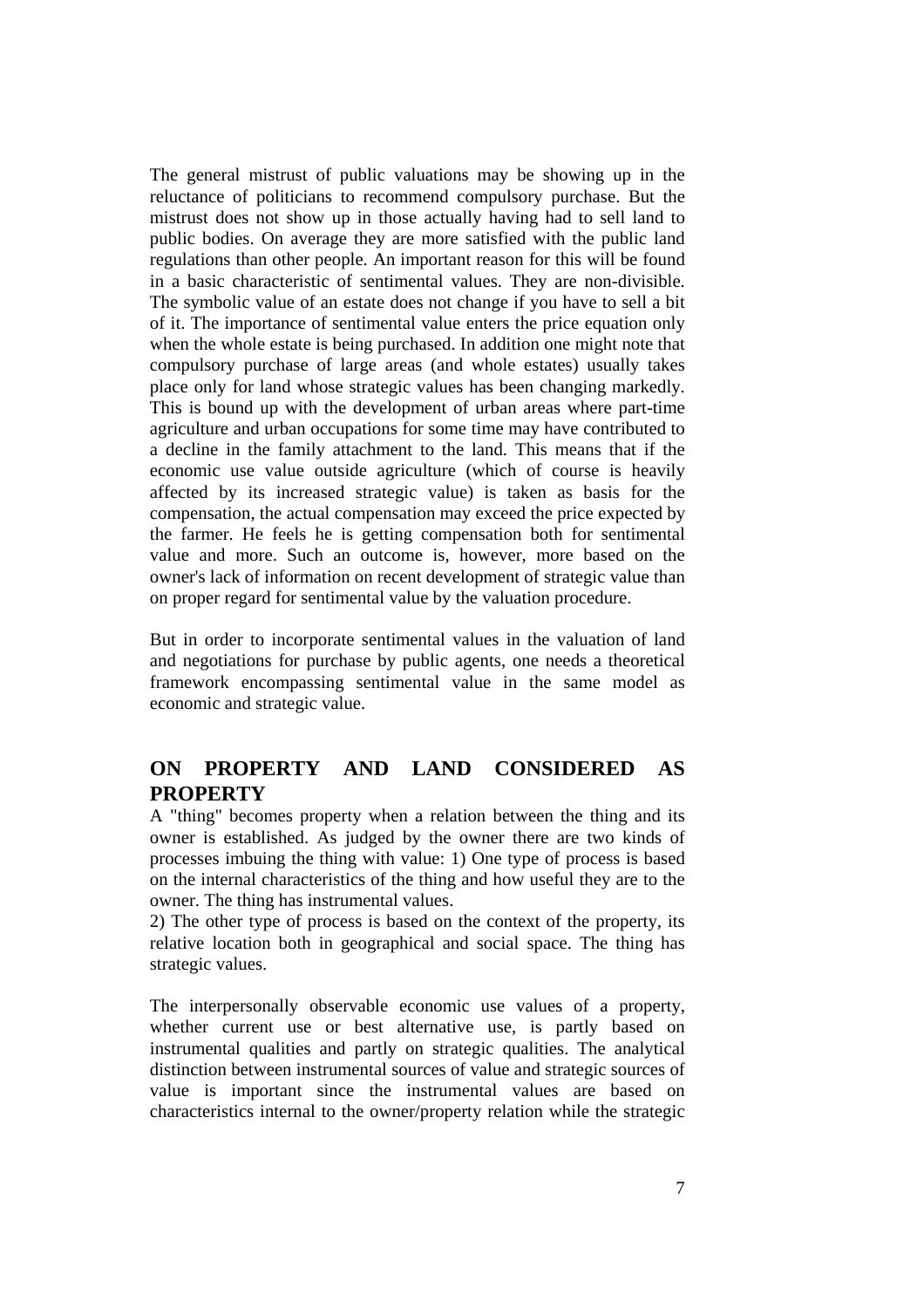The general mistrust of public valuations may be showing up in the reluctance of politicians to recommend compulsory purchase. But the mistrust does not show up in those actually having had to sell land to public bodies. On average they are more satisfied with the public land regulations than other people. An important reason for this will be found in a basic characteristic of sentimental values. They are non-divisible. The symbolic value of an estate does not change if you have to sell a bit of it. The importance of sentimental value enters the price equation only when the whole estate is being purchased. In addition one might note that compulsory purchase of large areas (and whole estates) usually takes place only for land whose strategic values has been changing markedly. This is bound up with the development of urban areas where part-time agriculture and urban occupations for some time may have contributed to a decline in the family attachment to the land. This means that if the economic use value outside agriculture (which of course is heavily affected by its increased strategic value) is taken as basis for the compensation, the actual compensation may exceed the price expected by the farmer. He feels he is getting compensation both for sentimental value and more. Such an outcome is, however, more based on the owner's lack of information on recent development of strategic value than on proper regard for sentimental value by the valuation procedure.

But in order to incorporate sentimental values in the valuation of land and negotiations for purchase by public agents, one needs a theoretical framework encompassing sentimental value in the same model as economic and strategic value.

## ON PROPERTY AND LAND CONSIDERED AS PROPERTY

A "thing" becomes property when a relation between the thing and its owner is established. As judged by the owner there are two kinds of processes imbuing the thing with value: 1) One type of process is based on the internal characteristics of the thing and how useful they are to the owner. The thing has instrumental values.

2) The other type of process is based on the context of the property, its relative location both in geographical and social space. The thing has strategic values.

The interpersonally observable economic use values of a property, whether current use or best alternative use, is partly based on instrumental qualities and partly on strategic qualities. The analytical distinction between instrumental sources of value and strategic sources of value is important since the instrumental values are based on characteristics internal to the owner/property relation while the strategic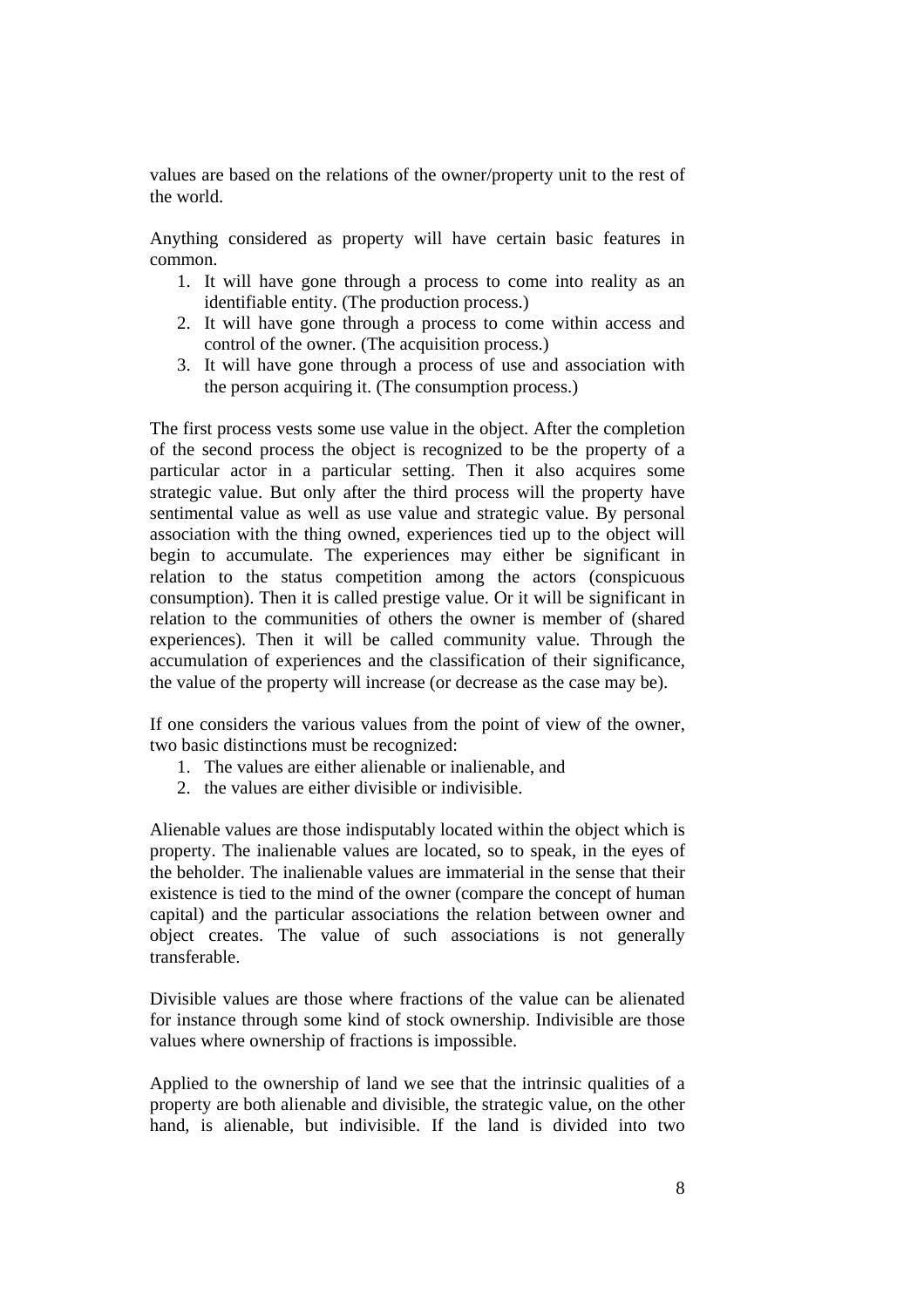values are based on the relations of the owner/property unit to the rest of the world.

Anything considered as property will have certain basic features in common.

1. It will have gone through a process to come into reality as an identifiable entity. (The production process.)
2. It will have gone through a process to come within access and control of the owner. (The acquisition process.)
3. It will have gone through a process of use and association with the person acquiring it. (The consumption process.)

The first process vests some use value in the object. After the completion of the second process the object is recognized to be the property of a particular actor in a particular setting. Then it also acquires some strategic value. But only after the third process will the property have sentimental value as well as use value and strategic value. By personal association with the thing owned, experiences tied up to the object will begin to accumulate. The experiences may either be significant in relation to the status competition among the actors (conspicuous consumption). Then it is called prestige value. Or it will be significant in relation to the communities of others the owner is member of (shared experiences). Then it will be called community value. Through the accumulation of experiences and the classification of their significance, the value of the property will increase (or decrease as the case may be).

If one considers the various values from the point of view of the owner, two basic distinctions must be recognized:

1. The values are either alienable or inalienable, and
2. the values are either divisible or indivisible.

Alienable values are those indisputably located within the object which is property. The inalienable values are located, so to speak, in the eyes of the beholder. The inalienable values are immaterial in the sense that their existence is tied to the mind of the owner (compare the concept of human capital) and the particular associations the relation between owner and object creates. The value of such associations is not generally transferable.

Divisible values are those where fractions of the value can be alienated for instance through some kind of stock ownership. Indivisible are those values where ownership of fractions is impossible.

Applied to the ownership of land we see that the intrinsic qualities of a property are both alienable and divisible, the strategic value, on the other hand, is alienable, but indivisible. If the land is divided into two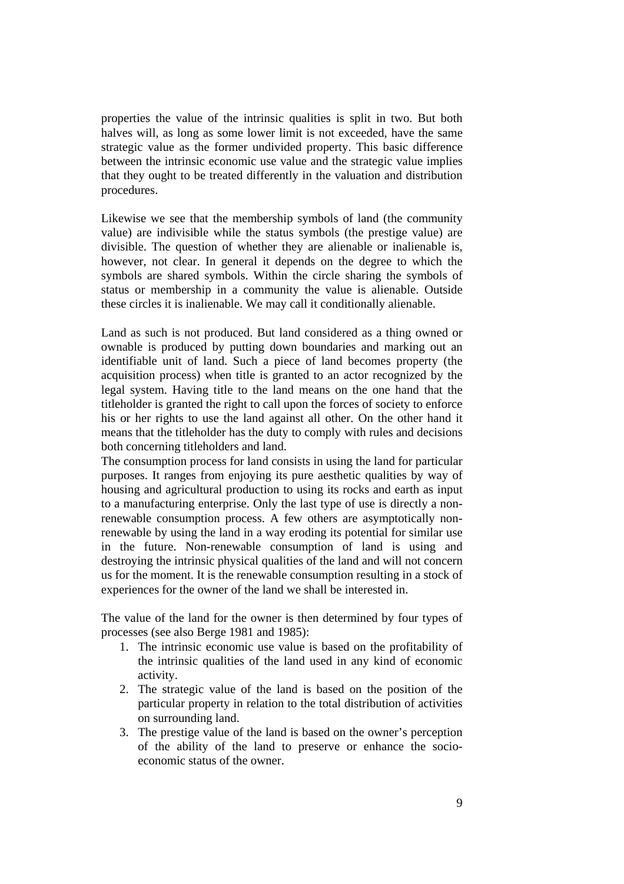properties the value of the intrinsic qualities is split in two. But both halves will, as long as some lower limit is not exceeded, have the same strategic value as the former undivided property. This basic difference between the intrinsic economic use value and the strategic value implies that they ought to be treated differently in the valuation and distribution procedures.

Likewise we see that the membership symbols of land (the community value) are indivisible while the status symbols (the prestige value) are divisible. The question of whether they are alienable or inalienable is, however, not clear. In general it depends on the degree to which the symbols are shared symbols. Within the circle sharing the symbols of status or membership in a community the value is alienable. Outside these circles it is inalienable. We may call it conditionally alienable.

Land as such is not produced. But land considered as a thing owned or ownable is produced by putting down boundaries and marking out an identifiable unit of land. Such a piece of land becomes property (the acquisition process) when title is granted to an actor recognized by the legal system. Having title to the land means on the one hand that the titleholder is granted the right to call upon the forces of society to enforce his or her rights to use the land against all other. On the other hand it means that the titleholder has the duty to comply with rules and decisions both concerning titleholders and land.

The consumption process for land consists in using the land for particular purposes. It ranges from enjoying its pure aesthetic qualities by way of housing and agricultural production to using its rocks and earth as input to a manufacturing enterprise. Only the last type of use is directly a non-renewable consumption process. A few others are asymptotically non-renewable by using the land in a way eroding its potential for similar use in the future. Non-renewable consumption of land is using and destroying the intrinsic physical qualities of the land and will not concern us for the moment. It is the renewable consumption resulting in a stock of experiences for the owner of the land we shall be interested in.

The value of the land for the owner is then determined by four types of processes (see also Berge 1981 and 1985):

1. The intrinsic economic use value is based on the profitability of the intrinsic qualities of the land used in any kind of economic activity.
2. The strategic value of the land is based on the position of the particular property in relation to the total distribution of activities on surrounding land.
3. The prestige value of the land is based on the owner's perception of the ability of the land to preserve or enhance the socio-economic status of the owner.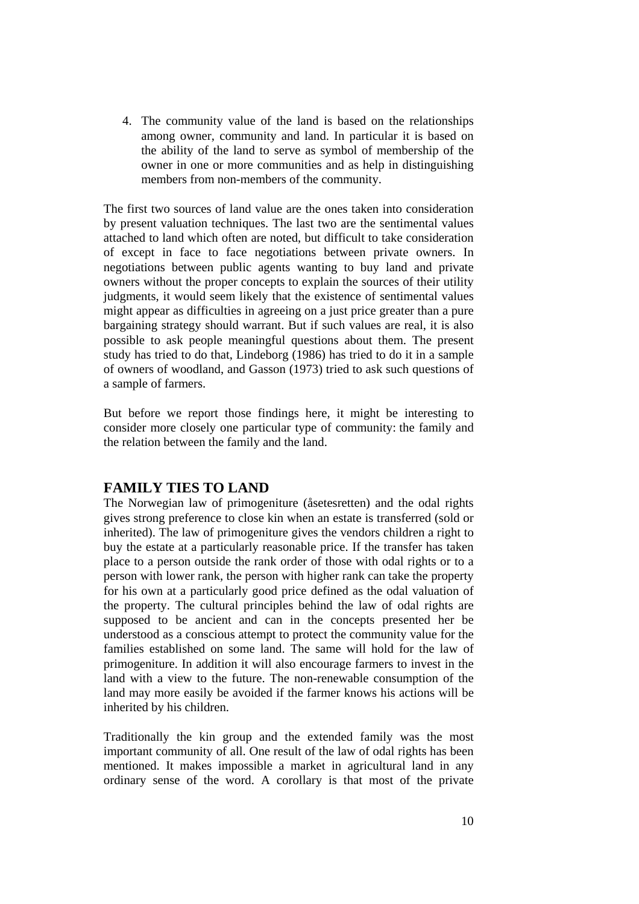4. The community value of the land is based on the relationships among owner, community and land. In particular it is based on the ability of the land to serve as symbol of membership of the owner in one or more communities and as help in distinguishing members from non-members of the community.

The first two sources of land value are the ones taken into consideration by present valuation techniques. The last two are the sentimental values attached to land which often are noted, but difficult to take consideration of except in face to face negotiations between private owners. In negotiations between public agents wanting to buy land and private owners without the proper concepts to explain the sources of their utility judgments, it would seem likely that the existence of sentimental values might appear as difficulties in agreeing on a just price greater than a pure bargaining strategy should warrant. But if such values are real, it is also possible to ask people meaningful questions about them. The present study has tried to do that, Lindeborg (1986) has tried to do it in a sample of owners of woodland, and Gasson (1973) tried to ask such questions of a sample of farmers.

But before we report those findings here, it might be interesting to consider more closely one particular type of community: the family and the relation between the family and the land.

## FAMILY TIES TO LAND

The Norwegian law of primogeniture (åsetesretten) and the odal rights gives strong preference to close kin when an estate is transferred (sold or inherited). The law of primogeniture gives the vendors children a right to buy the estate at a particularly reasonable price. If the transfer has taken place to a person outside the rank order of those with odal rights or to a person with lower rank, the person with higher rank can take the property for his own at a particularly good price defined as the odal valuation of the property. The cultural principles behind the law of odal rights are supposed to be ancient and can in the concepts presented her be understood as a conscious attempt to protect the community value for the families established on some land. The same will hold for the law of primogeniture. In addition it will also encourage farmers to invest in the land with a view to the future. The non-renewable consumption of the land may more easily be avoided if the farmer knows his actions will be inherited by his children.

Traditionally the kin group and the extended family was the most important community of all. One result of the law of odal rights has been mentioned. It makes impossible a market in agricultural land in any ordinary sense of the word. A corollary is that most of the private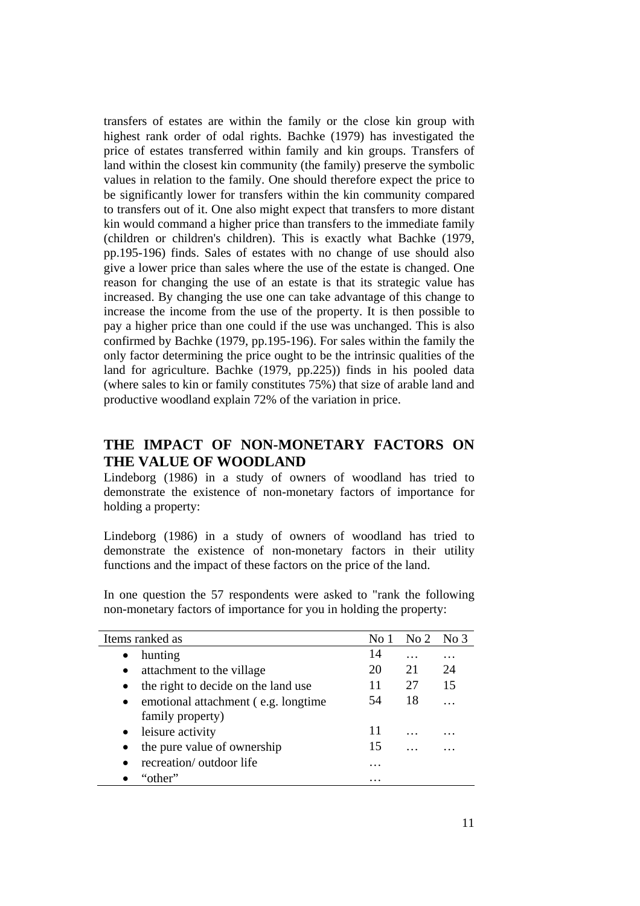transfers of estates are within the family or the close kin group with highest rank order of odal rights. Bachke (1979) has investigated the price of estates transferred within family and kin groups. Transfers of land within the closest kin community (the family) preserve the symbolic values in relation to the family. One should therefore expect the price to be significantly lower for transfers within the kin community compared to transfers out of it. One also might expect that transfers to more distant kin would command a higher price than transfers to the immediate family (children or children's children). This is exactly what Bachke (1979, pp.195-196) finds. Sales of estates with no change of use should also give a lower price than sales where the use of the estate is changed. One reason for changing the use of an estate is that its strategic value has increased. By changing the use one can take advantage of this change to increase the income from the use of the property. It is then possible to pay a higher price than one could if the use was unchanged. This is also confirmed by Bachke (1979, pp.195-196). For sales within the family the only factor determining the price ought to be the intrinsic qualities of the land for agriculture. Bachke (1979, pp.225)) finds in his pooled data (where sales to kin or family constitutes 75%) that size of arable land and productive woodland explain 72% of the variation in price.

## THE IMPACT OF NON-MONETARY FACTORS ON THE VALUE OF WOODLAND

Lindeborg (1986) in a study of owners of woodland has tried to demonstrate the existence of non-monetary factors of importance for holding a property:

Lindeborg (1986) in a study of owners of woodland has tried to demonstrate the existence of non-monetary factors in their utility functions and the impact of these factors on the price of the land.

In one question the 57 respondents were asked to "rank the following non-monetary factors of importance for you in holding the property:

| Items ranked as | No 1 | No 2 | No 3 |
|---|---|---|---|
| • hunting | 14 | … | … |
| • attachment to the village | 20 | 21 | 24 |
| • the right to decide on the land use | 11 | 27 | 15 |
| • emotional attachment ( e.g. longtime family property) | 54 | 18 | … |
| • leisure activity | 11 | … | … |
| • the pure value of ownership | 15 | … | … |
| • recreation/ outdoor life | … | | |
| • "other" | … | | |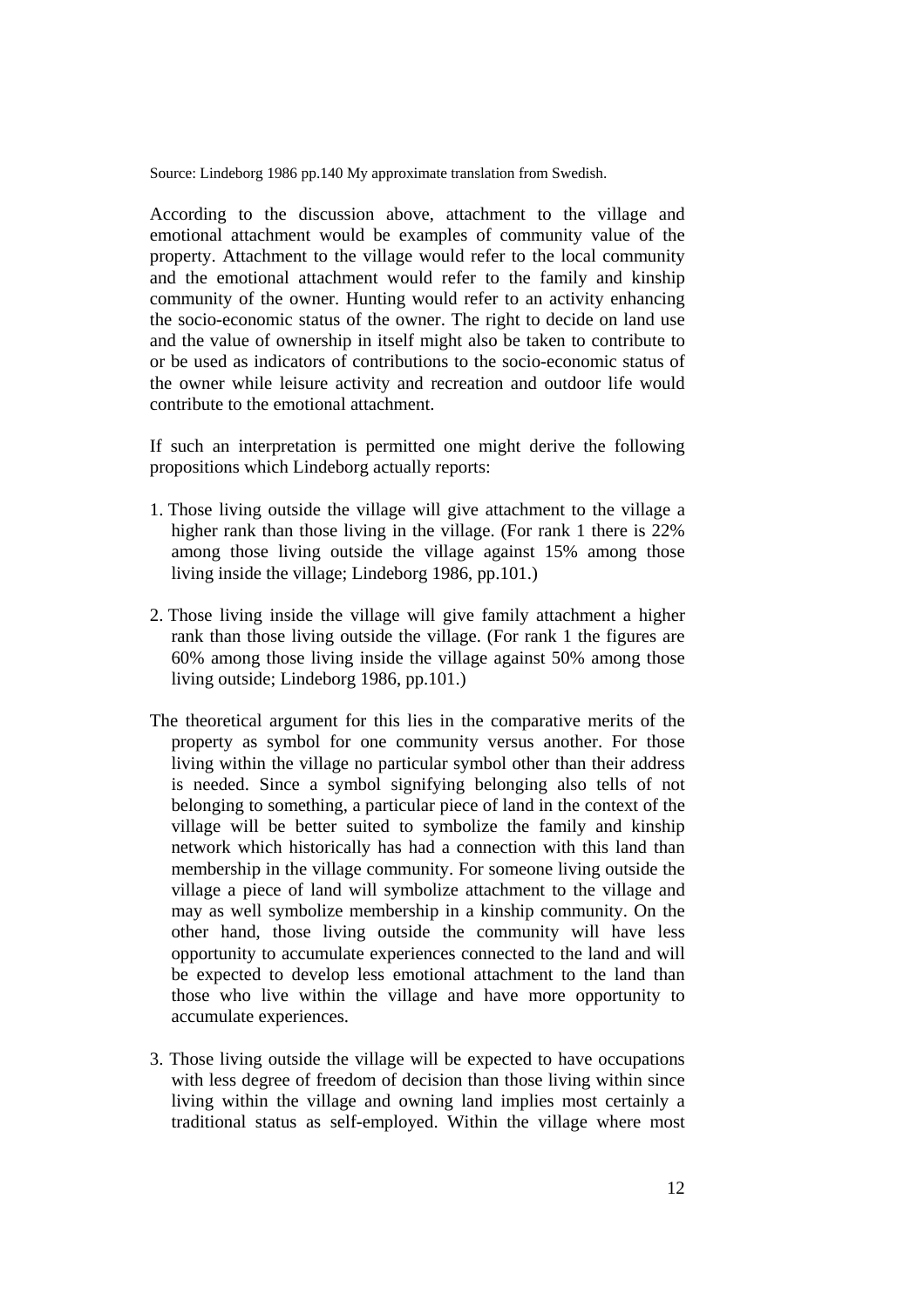Source: Lindeborg 1986 pp.140 My approximate translation from Swedish.

According to the discussion above, attachment to the village and emotional attachment would be examples of community value of the property. Attachment to the village would refer to the local community and the emotional attachment would refer to the family and kinship community of the owner. Hunting would refer to an activity enhancing the socio-economic status of the owner. The right to decide on land use and the value of ownership in itself might also be taken to contribute to or be used as indicators of contributions to the socio-economic status of the owner while leisure activity and recreation and outdoor life would contribute to the emotional attachment.

If such an interpretation is permitted one might derive the following propositions which Lindeborg actually reports:

1. Those living outside the village will give attachment to the village a higher rank than those living in the village. (For rank 1 there is 22% among those living outside the village against 15% among those living inside the village; Lindeborg 1986, pp.101.)

2. Those living inside the village will give family attachment a higher rank than those living outside the village. (For rank 1 the figures are 60% among those living inside the village against 50% among those living outside; Lindeborg 1986, pp.101.)

The theoretical argument for this lies in the comparative merits of the property as symbol for one community versus another. For those living within the village no particular symbol other than their address is needed. Since a symbol signifying belonging also tells of not belonging to something, a particular piece of land in the context of the village will be better suited to symbolize the family and kinship network which historically has had a connection with this land than membership in the village community. For someone living outside the village a piece of land will symbolize attachment to the village and may as well symbolize membership in a kinship community. On the other hand, those living outside the community will have less opportunity to accumulate experiences connected to the land and will be expected to develop less emotional attachment to the land than those who live within the village and have more opportunity to accumulate experiences.

3. Those living outside the village will be expected to have occupations with less degree of freedom of decision than those living within since living within the village and owning land implies most certainly a traditional status as self-employed. Within the village where most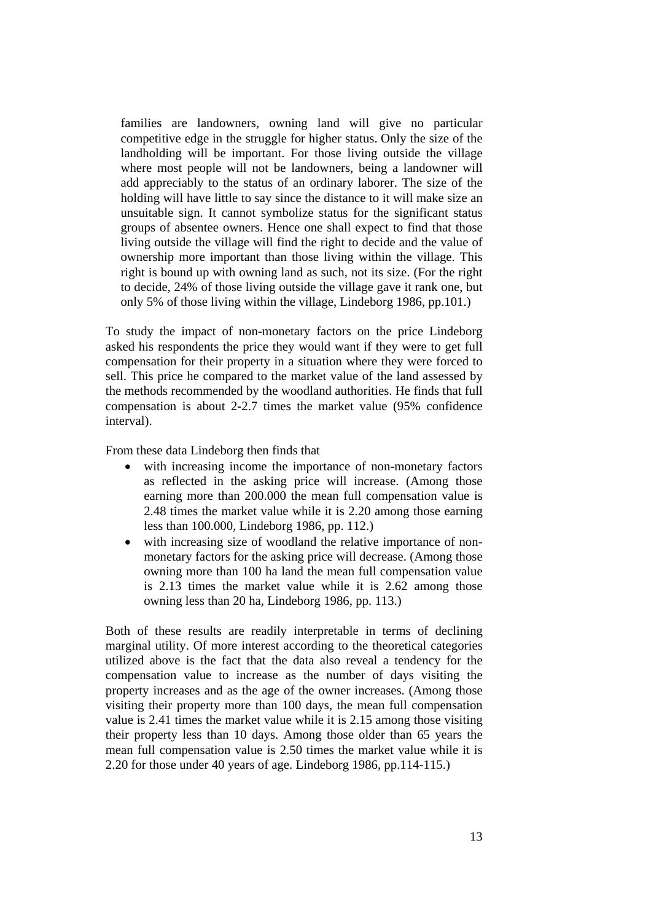families are landowners, owning land will give no particular competitive edge in the struggle for higher status. Only the size of the landholding will be important. For those living outside the village where most people will not be landowners, being a landowner will add appreciably to the status of an ordinary laborer. The size of the holding will have little to say since the distance to it will make size an unsuitable sign. It cannot symbolize status for the significant status groups of absentee owners. Hence one shall expect to find that those living outside the village will find the right to decide and the value of ownership more important than those living within the village. This right is bound up with owning land as such, not its size. (For the right to decide, 24% of those living outside the village gave it rank one, but only 5% of those living within the village, Lindeborg 1986, pp.101.)

To study the impact of non-monetary factors on the price Lindeborg asked his respondents the price they would want if they were to get full compensation for their property in a situation where they were forced to sell. This price he compared to the market value of the land assessed by the methods recommended by the woodland authorities. He finds that full compensation is about 2-2.7 times the market value (95% confidence interval).

From these data Lindeborg then finds that

- with increasing income the importance of non-monetary factors as reflected in the asking price will increase. (Among those earning more than 200.000 the mean full compensation value is 2.48 times the market value while it is 2.20 among those earning less than 100.000, Lindeborg 1986, pp. 112.)
- with increasing size of woodland the relative importance of non-monetary factors for the asking price will decrease. (Among those owning more than 100 ha land the mean full compensation value is 2.13 times the market value while it is 2.62 among those owning less than 20 ha, Lindeborg 1986, pp. 113.)

Both of these results are readily interpretable in terms of declining marginal utility. Of more interest according to the theoretical categories utilized above is the fact that the data also reveal a tendency for the compensation value to increase as the number of days visiting the property increases and as the age of the owner increases. (Among those visiting their property more than 100 days, the mean full compensation value is 2.41 times the market value while it is 2.15 among those visiting their property less than 10 days. Among those older than 65 years the mean full compensation value is 2.50 times the market value while it is 2.20 for those under 40 years of age. Lindeborg 1986, pp.114-115.)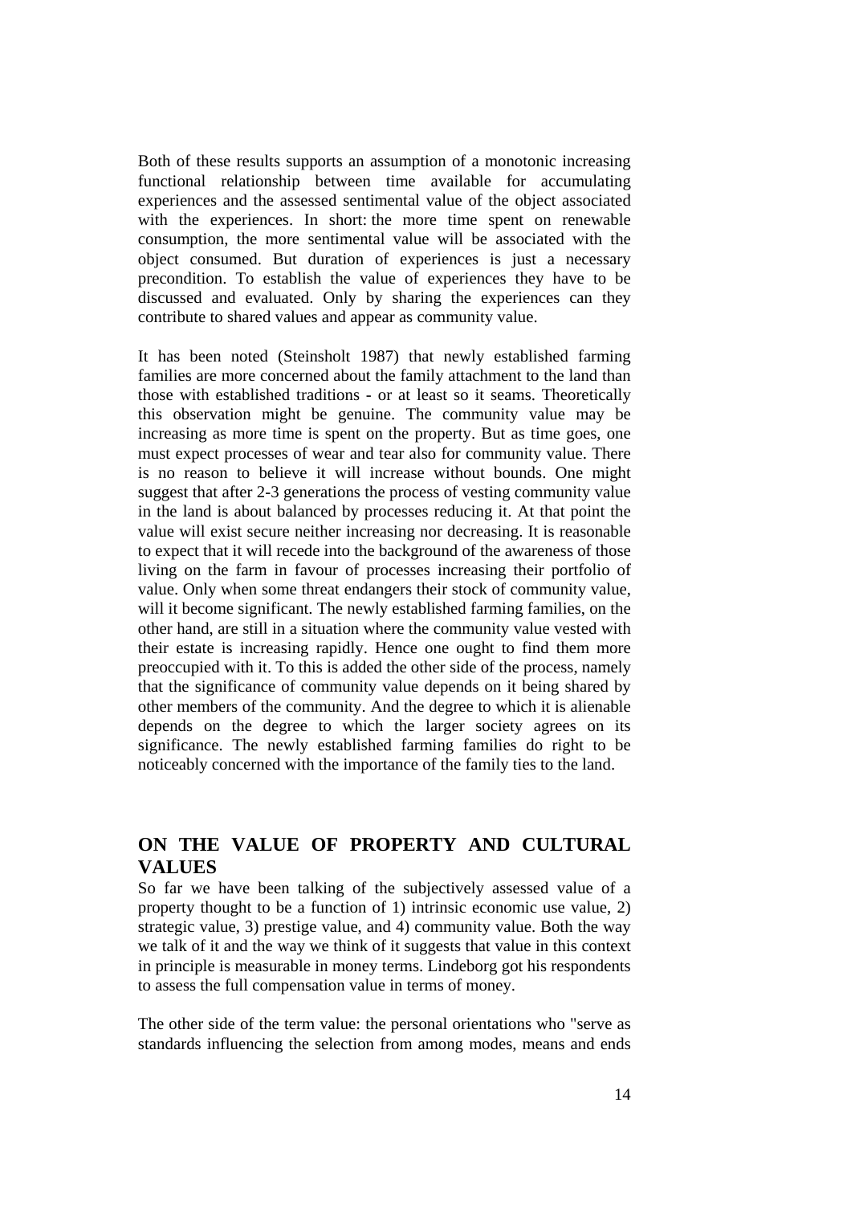Both of these results supports an assumption of a monotonic increasing functional relationship between time available for accumulating experiences and the assessed sentimental value of the object associated with the experiences. In short: the more time spent on renewable consumption, the more sentimental value will be associated with the object consumed. But duration of experiences is just a necessary precondition. To establish the value of experiences they have to be discussed and evaluated. Only by sharing the experiences can they contribute to shared values and appear as community value.

It has been noted (Steinsholt 1987) that newly established farming families are more concerned about the family attachment to the land than those with established traditions - or at least so it seams. Theoretically this observation might be genuine. The community value may be increasing as more time is spent on the property. But as time goes, one must expect processes of wear and tear also for community value. There is no reason to believe it will increase without bounds. One might suggest that after 2-3 generations the process of vesting community value in the land is about balanced by processes reducing it. At that point the value will exist secure neither increasing nor decreasing. It is reasonable to expect that it will recede into the background of the awareness of those living on the farm in favour of processes increasing their portfolio of value. Only when some threat endangers their stock of community value, will it become significant. The newly established farming families, on the other hand, are still in a situation where the community value vested with their estate is increasing rapidly. Hence one ought to find them more preoccupied with it. To this is added the other side of the process, namely that the significance of community value depends on it being shared by other members of the community. And the degree to which it is alienable depends on the degree to which the larger society agrees on its significance. The newly established farming families do right to be noticeably concerned with the importance of the family ties to the land.

## ON THE VALUE OF PROPERTY AND CULTURAL VALUES

So far we have been talking of the subjectively assessed value of a property thought to be a function of 1) intrinsic economic use value, 2) strategic value, 3) prestige value, and 4) community value. Both the way we talk of it and the way we think of it suggests that value in this context in principle is measurable in money terms. Lindeborg got his respondents to assess the full compensation value in terms of money.

The other side of the term value: the personal orientations who "serve as standards influencing the selection from among modes, means and ends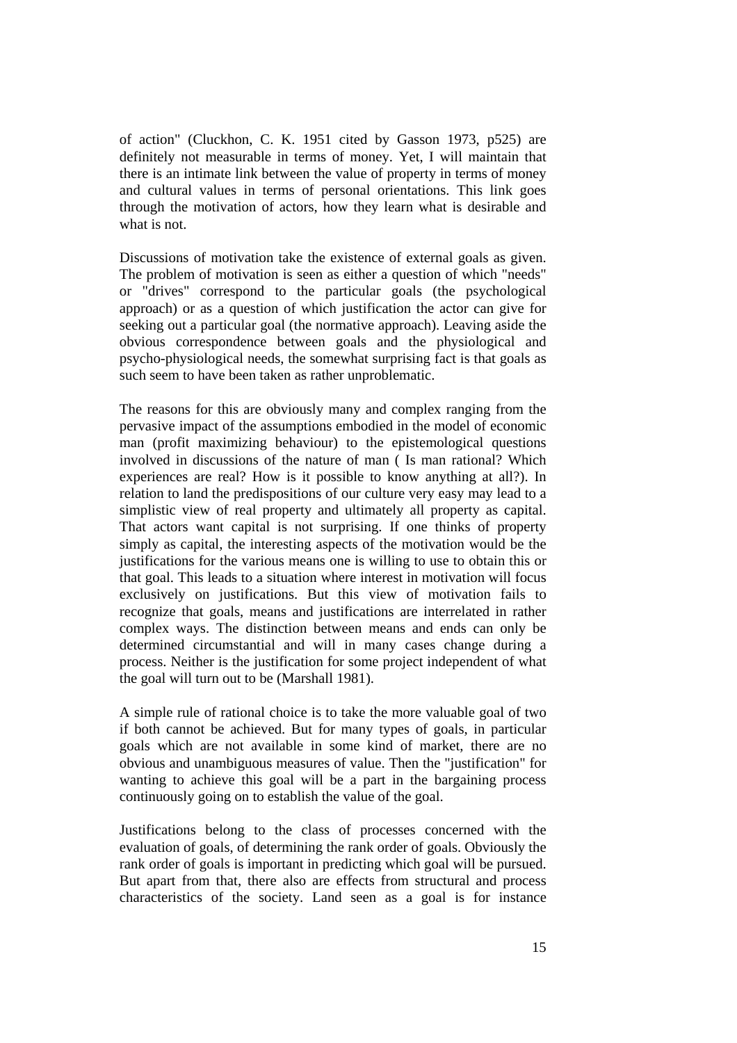of action" (Cluckhon, C. K. 1951 cited by Gasson 1973, p525) are definitely not measurable in terms of money. Yet, I will maintain that there is an intimate link between the value of property in terms of money and cultural values in terms of personal orientations. This link goes through the motivation of actors, how they learn what is desirable and what is not.

Discussions of motivation take the existence of external goals as given. The problem of motivation is seen as either a question of which "needs" or "drives" correspond to the particular goals (the psychological approach) or as a question of which justification the actor can give for seeking out a particular goal (the normative approach). Leaving aside the obvious correspondence between goals and the physiological and psycho-physiological needs, the somewhat surprising fact is that goals as such seem to have been taken as rather unproblematic.

The reasons for this are obviously many and complex ranging from the pervasive impact of the assumptions embodied in the model of economic man (profit maximizing behaviour) to the epistemological questions involved in discussions of the nature of man ( Is man rational? Which experiences are real? How is it possible to know anything at all?). In relation to land the predispositions of our culture very easy may lead to a simplistic view of real property and ultimately all property as capital. That actors want capital is not surprising. If one thinks of property simply as capital, the interesting aspects of the motivation would be the justifications for the various means one is willing to use to obtain this or that goal. This leads to a situation where interest in motivation will focus exclusively on justifications. But this view of motivation fails to recognize that goals, means and justifications are interrelated in rather complex ways. The distinction between means and ends can only be determined circumstantial and will in many cases change during a process. Neither is the justification for some project independent of what the goal will turn out to be (Marshall 1981).

A simple rule of rational choice is to take the more valuable goal of two if both cannot be achieved. But for many types of goals, in particular goals which are not available in some kind of market, there are no obvious and unambiguous measures of value. Then the "justification" for wanting to achieve this goal will be a part in the bargaining process continuously going on to establish the value of the goal.

Justifications belong to the class of processes concerned with the evaluation of goals, of determining the rank order of goals. Obviously the rank order of goals is important in predicting which goal will be pursued. But apart from that, there also are effects from structural and process characteristics of the society. Land seen as a goal is for instance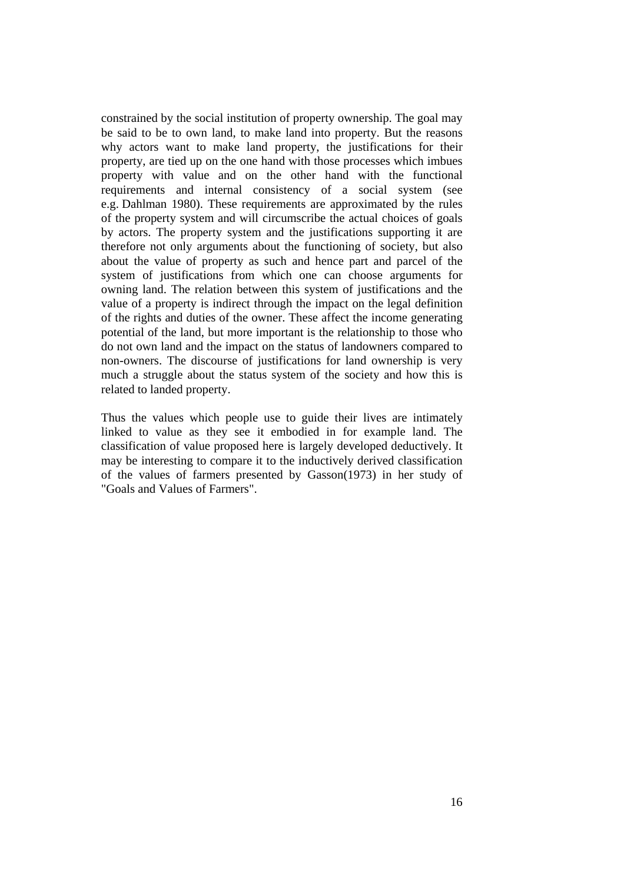constrained by the social institution of property ownership. The goal may be said to be to own land, to make land into property. But the reasons why actors want to make land property, the justifications for their property, are tied up on the one hand with those processes which imbues property with value and on the other hand with the functional requirements and internal consistency of a social system (see e.g. Dahlman 1980). These requirements are approximated by the rules of the property system and will circumscribe the actual choices of goals by actors. The property system and the justifications supporting it are therefore not only arguments about the functioning of society, but also about the value of property as such and hence part and parcel of the system of justifications from which one can choose arguments for owning land. The relation between this system of justifications and the value of a property is indirect through the impact on the legal definition of the rights and duties of the owner. These affect the income generating potential of the land, but more important is the relationship to those who do not own land and the impact on the status of landowners compared to non-owners. The discourse of justifications for land ownership is very much a struggle about the status system of the society and how this is related to landed property.

Thus the values which people use to guide their lives are intimately linked to value as they see it embodied in for example land. The classification of value proposed here is largely developed deductively. It may be interesting to compare it to the inductively derived classification of the values of farmers presented by Gasson(1973) in her study of "Goals and Values of Farmers".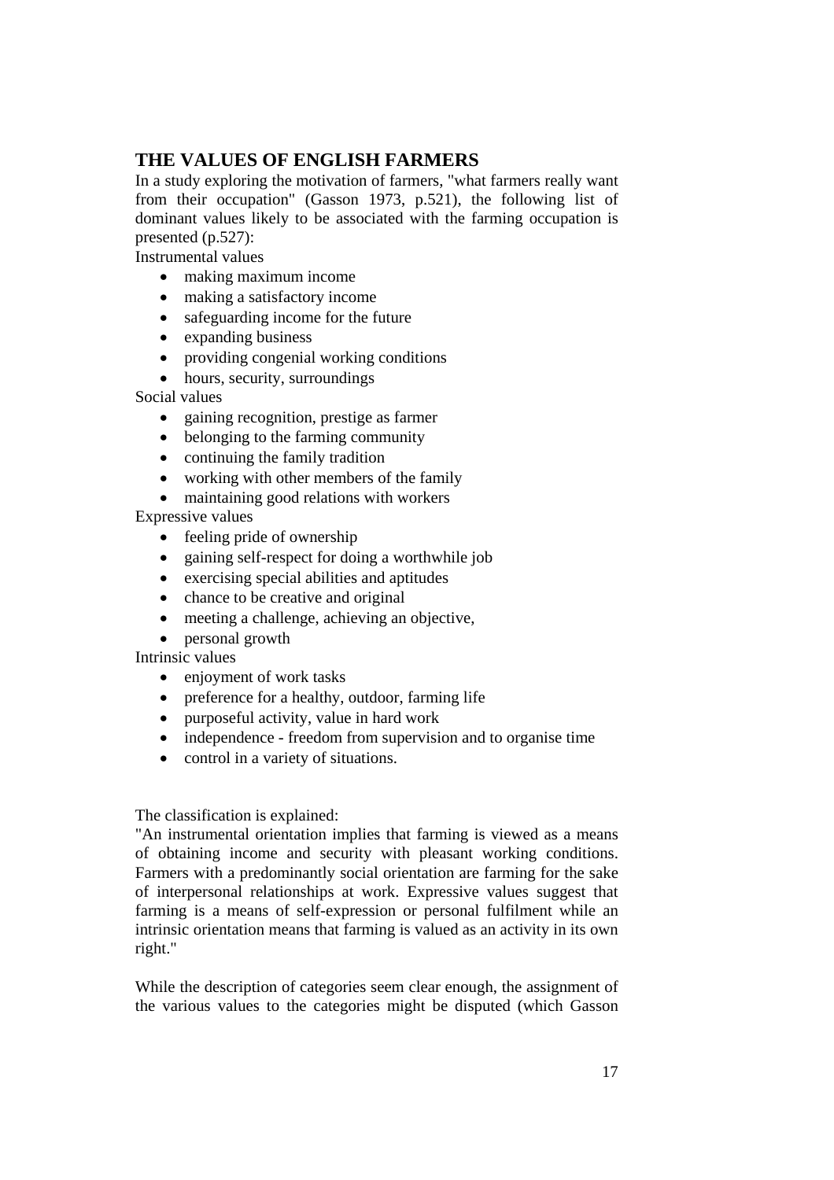## THE VALUES OF ENGLISH FARMERS

In a study exploring the motivation of farmers, "what farmers really want from their occupation" (Gasson 1973, p.521), the following list of dominant values likely to be associated with the farming occupation is presented (p.527):

Instrumental values

- making maximum income
- making a satisfactory income
- safeguarding income for the future
- expanding business
- providing congenial working conditions
- hours, security, surroundings

Social values

- gaining recognition, prestige as farmer
- belonging to the farming community
- continuing the family tradition
- working with other members of the family
- maintaining good relations with workers

Expressive values

- feeling pride of ownership
- gaining self-respect for doing a worthwhile job
- exercising special abilities and aptitudes
- chance to be creative and original
- meeting a challenge, achieving an objective,
- personal growth

Intrinsic values

- enjoyment of work tasks
- preference for a healthy, outdoor, farming life
- purposeful activity, value in hard work
- independence - freedom from supervision and to organise time
- control in a variety of situations.

The classification is explained:

"An instrumental orientation implies that farming is viewed as a means of obtaining income and security with pleasant working conditions. Farmers with a predominantly social orientation are farming for the sake of interpersonal relationships at work. Expressive values suggest that farming is a means of self-expression or personal fulfilment while an intrinsic orientation means that farming is valued as an activity in its own right."

While the description of categories seem clear enough, the assignment of the various values to the categories might be disputed (which Gasson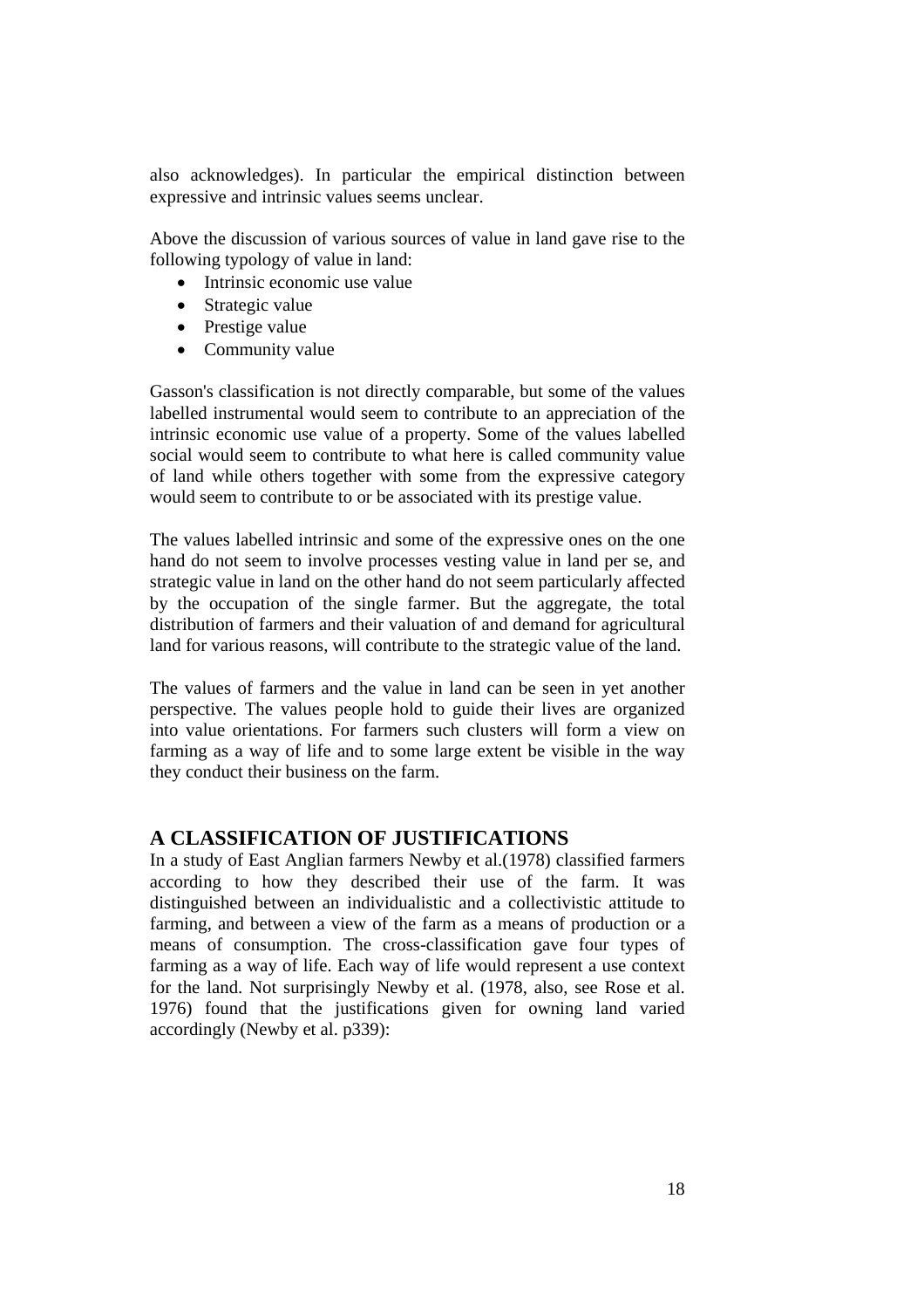also acknowledges). In particular the empirical distinction between expressive and intrinsic values seems unclear.

Above the discussion of various sources of value in land gave rise to the following typology of value in land:

- Intrinsic economic use value
- Strategic value
- Prestige value
- Community value

Gasson's classification is not directly comparable, but some of the values labelled instrumental would seem to contribute to an appreciation of the intrinsic economic use value of a property. Some of the values labelled social would seem to contribute to what here is called community value of land while others together with some from the expressive category would seem to contribute to or be associated with its prestige value.

The values labelled intrinsic and some of the expressive ones on the one hand do not seem to involve processes vesting value in land per se, and strategic value in land on the other hand do not seem particularly affected by the occupation of the single farmer. But the aggregate, the total distribution of farmers and their valuation of and demand for agricultural land for various reasons, will contribute to the strategic value of the land.

The values of farmers and the value in land can be seen in yet another perspective. The values people hold to guide their lives are organized into value orientations. For farmers such clusters will form a view on farming as a way of life and to some large extent be visible in the way they conduct their business on the farm.

## A CLASSIFICATION OF JUSTIFICATIONS

In a study of East Anglian farmers Newby et al.(1978) classified farmers according to how they described their use of the farm. It was distinguished between an individualistic and a collectivistic attitude to farming, and between a view of the farm as a means of production or a means of consumption. The cross-classification gave four types of farming as a way of life. Each way of life would represent a use context for the land. Not surprisingly Newby et al. (1978, also, see Rose et al. 1976) found that the justifications given for owning land varied accordingly (Newby et al. p339):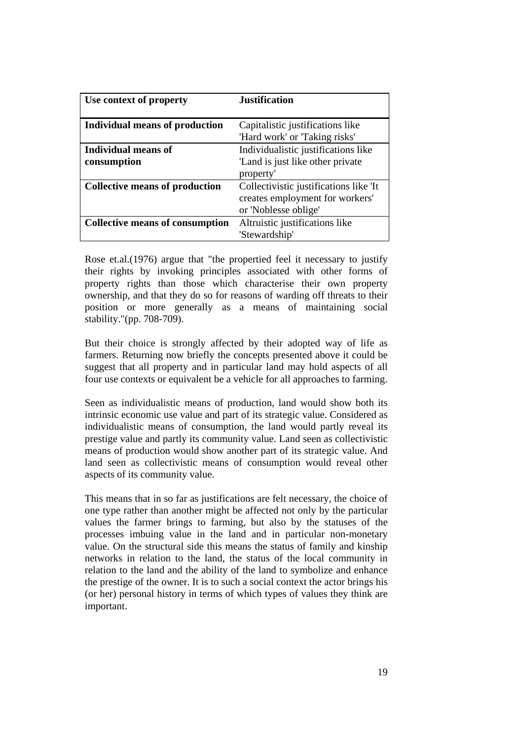| Use context of property | Justification |
|---|---|
| **Individual means of production** | Capitalistic justifications like 'Hard work' or 'Taking risks' |
| **Individual means of consumption** | Individualistic justifications like 'Land is just like other private property' |
| **Collective means of production** | Collectivistic justifications like 'It creates employment for workers' or 'Noblesse oblige' |
| **Collective means of consumption** | Altruistic justifications like 'Stewardship' |

Rose et.al.(1976) argue that "the propertied feel it necessary to justify their rights by invoking principles associated with other forms of property rights than those which characterise their own property ownership, and that they do so for reasons of warding off threats to their position or more generally as a means of maintaining social stability."(pp. 708-709).

But their choice is strongly affected by their adopted way of life as farmers. Returning now briefly the concepts presented above it could be suggest that all property and in particular land may hold aspects of all four use contexts or equivalent be a vehicle for all approaches to farming.

Seen as individualistic means of production, land would show both its intrinsic economic use value and part of its strategic value. Considered as individualistic means of consumption, the land would partly reveal its prestige value and partly its community value. Land seen as collectivistic means of production would show another part of its strategic value. And land seen as collectivistic means of consumption would reveal other aspects of its community value.

This means that in so far as justifications are felt necessary, the choice of one type rather than another might be affected not only by the particular values the farmer brings to farming, but also by the statuses of the processes imbuing value in the land and in particular non-monetary value. On the structural side this means the status of family and kinship networks in relation to the land, the status of the local community in relation to the land and the ability of the land to symbolize and enhance the prestige of the owner. It is to such a social context the actor brings his (or her) personal history in terms of which types of values they think are important.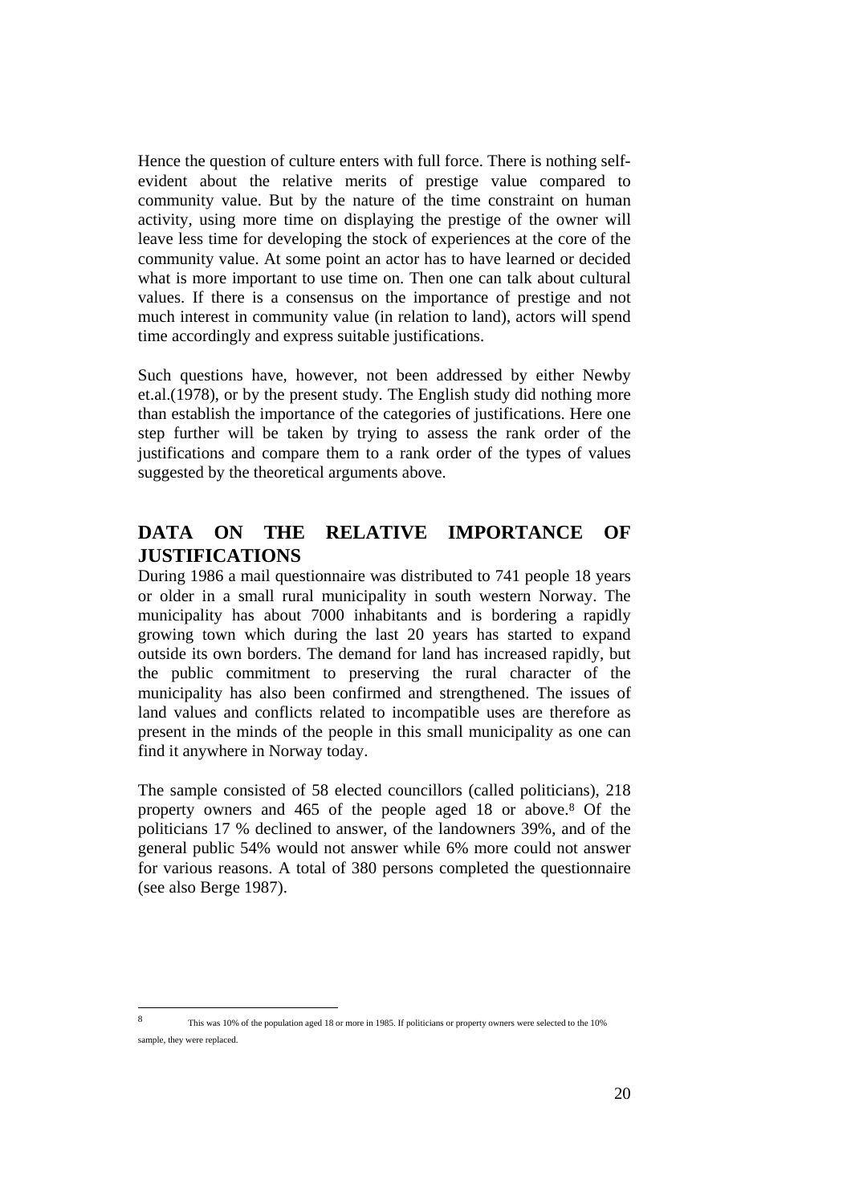Hence the question of culture enters with full force. There is nothing self-evident about the relative merits of prestige value compared to community value. But by the nature of the time constraint on human activity, using more time on displaying the prestige of the owner will leave less time for developing the stock of experiences at the core of the community value. At some point an actor has to have learned or decided what is more important to use time on. Then one can talk about cultural values. If there is a consensus on the importance of prestige and not much interest in community value (in relation to land), actors will spend time accordingly and express suitable justifications.

Such questions have, however, not been addressed by either Newby et.al.(1978), or by the present study. The English study did nothing more than establish the importance of the categories of justifications. Here one step further will be taken by trying to assess the rank order of the justifications and compare them to a rank order of the types of values suggested by the theoretical arguments above.

## DATA ON THE RELATIVE IMPORTANCE OF JUSTIFICATIONS

During 1986 a mail questionnaire was distributed to 741 people 18 years or older in a small rural municipality in south western Norway. The municipality has about 7000 inhabitants and is bordering a rapidly growing town which during the last 20 years has started to expand outside its own borders. The demand for land has increased rapidly, but the public commitment to preserving the rural character of the municipality has also been confirmed and strengthened. The issues of land values and conflicts related to incompatible uses are therefore as present in the minds of the people in this small municipality as one can find it anywhere in Norway today.

The sample consisted of 58 elected councillors (called politicians), 218 property owners and 465 of the people aged 18 or above.[8] Of the politicians 17 % declined to answer, of the landowners 39%, and of the general public 54% would not answer while 6% more could not answer for various reasons. A total of 380 persons completed the questionnaire (see also Berge 1987).

[8] This was 10% of the population aged 18 or more in 1985. If politicians or property owners were selected to the 10% sample, they were replaced.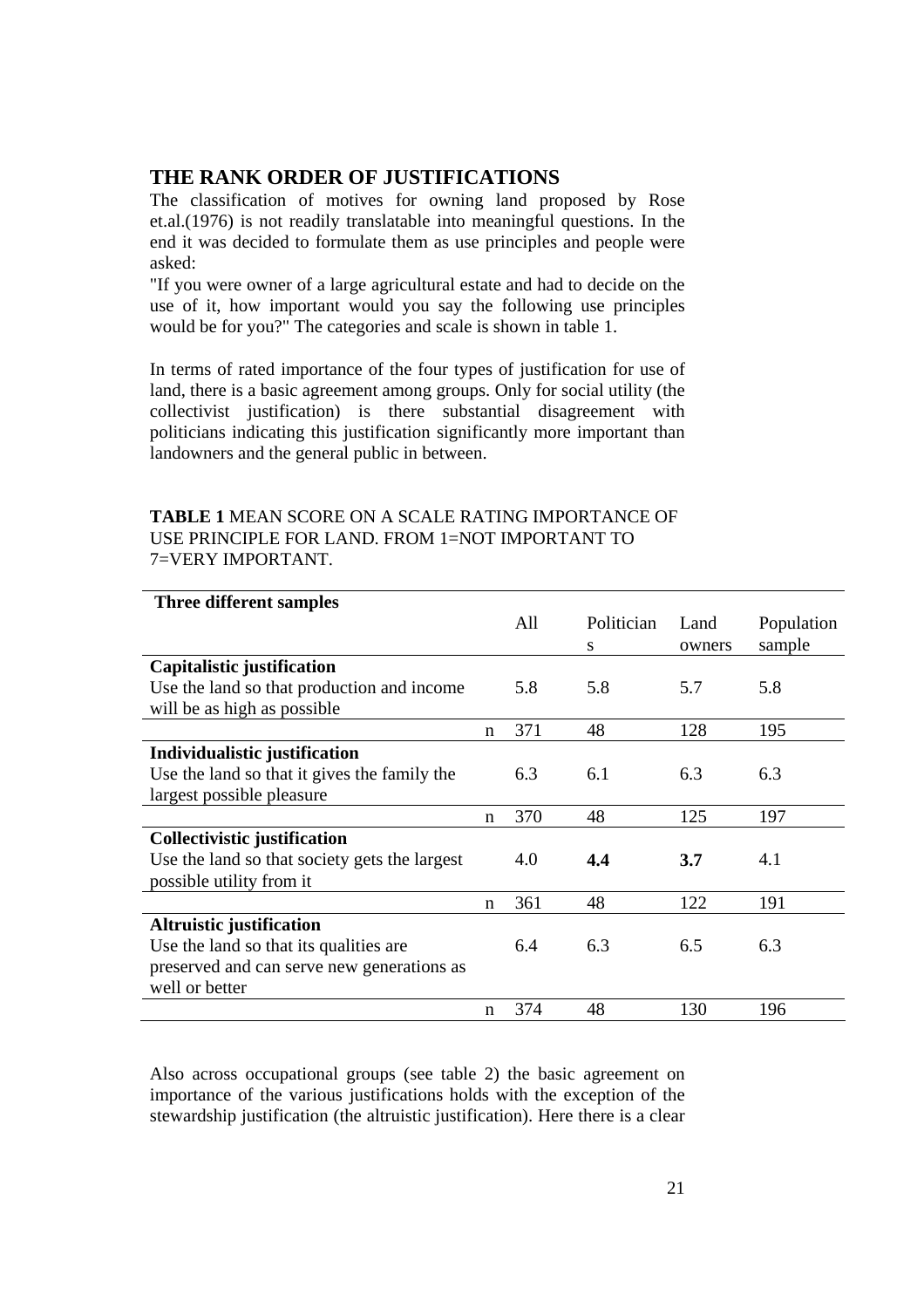## THE RANK ORDER OF JUSTIFICATIONS

The classification of motives for owning land proposed by Rose et.al.(1976) is not readily translatable into meaningful questions. In the end it was decided to formulate them as use principles and people were asked:

"If you were owner of a large agricultural estate and had to decide on the use of it, how important would you say the following use principles would be for you?" The categories and scale is shown in table 1.

In terms of rated importance of the four types of justification for use of land, there is a basic agreement among groups. Only for social utility (the collectivist justification) is there substantial disagreement with politicians indicating this justification significantly more important than landowners and the general public in between.

**TABLE 1** MEAN SCORE ON A SCALE RATING IMPORTANCE OF USE PRINCIPLE FOR LAND. FROM 1=NOT IMPORTANT TO 7=VERY IMPORTANT.

| Three different samples | | All | Politicians | Land owners | Population sample |
|---|---|---|---|---|---|
| **Capitalistic justification**<br>Use the land so that production and income will be as high as possible | | 5.8 | 5.8 | 5.7 | 5.8 |
| | n | 371 | 48 | 128 | 195 |
| **Individualistic justification**<br>Use the land so that it gives the family the largest possible pleasure | | 6.3 | 6.1 | 6.3 | 6.3 |
| | n | 370 | 48 | 125 | 197 |
| **Collectivistic justification**<br>Use the land so that society gets the largest possible utility from it | | 4.0 | **4.4** | **3.7** | 4.1 |
| | n | 361 | 48 | 122 | 191 |
| **Altruistic justification**<br>Use the land so that its qualities are preserved and can serve new generations as well or better | | 6.4 | 6.3 | 6.5 | 6.3 |
| | n | 374 | 48 | 130 | 196 |

Also across occupational groups (see table 2) the basic agreement on importance of the various justifications holds with the exception of the stewardship justification (the altruistic justification). Here there is a clear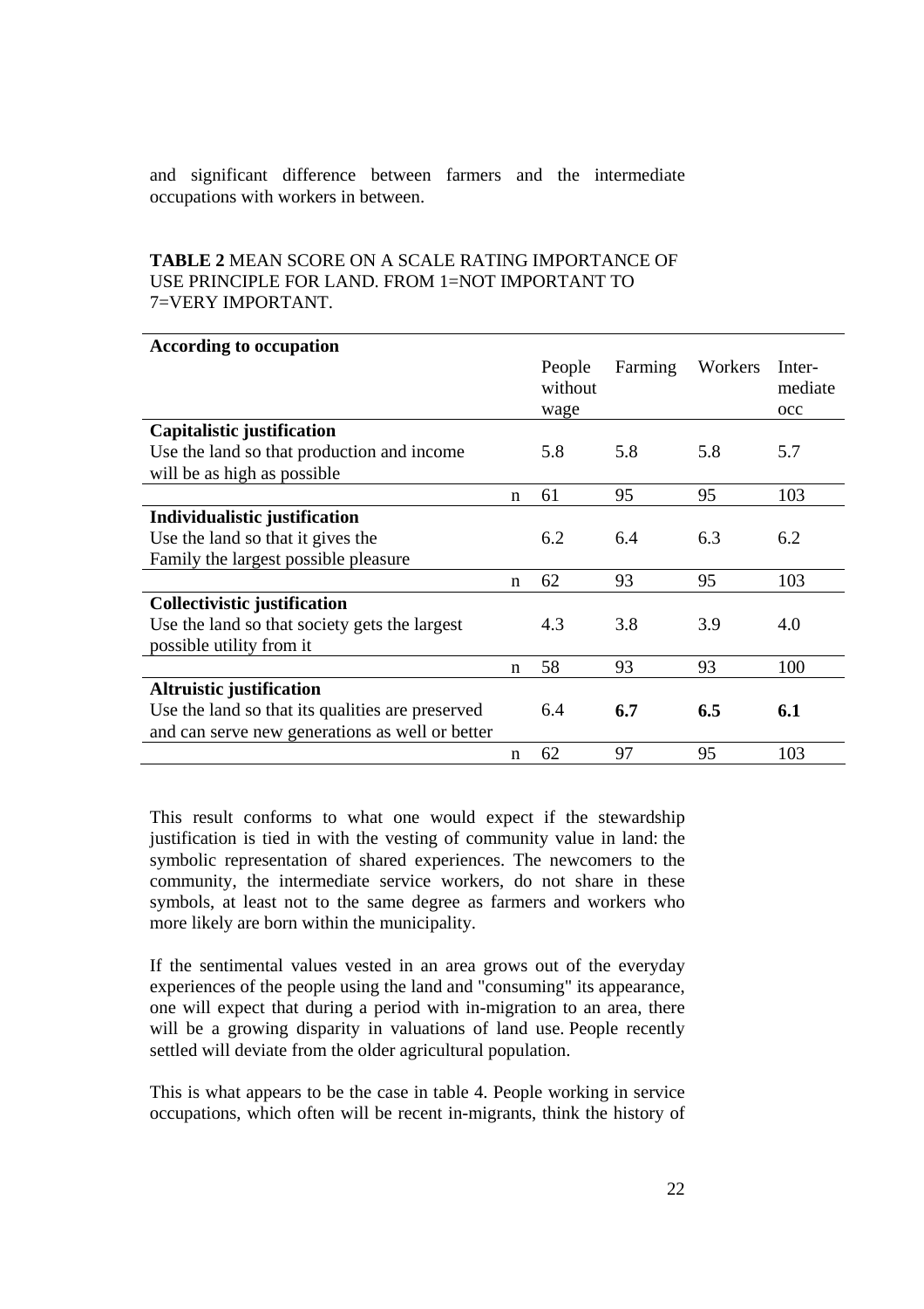and significant difference between farmers and the intermediate occupations with workers in between.

**TABLE 2** MEAN SCORE ON A SCALE RATING IMPORTANCE OF USE PRINCIPLE FOR LAND. FROM 1=NOT IMPORTANT TO 7=VERY IMPORTANT.

| **According to occupation** | | People without wage | Farming | Workers | Inter-mediate occ |
|---|---|---|---|---|---|
| **Capitalistic justification**<br>Use the land so that production and income will be as high as possible | | 5.8 | 5.8 | 5.8 | 5.7 |
| | n | 61 | 95 | 95 | 103 |
| **Individualistic justification**<br>Use the land so that it gives the Family the largest possible pleasure | | 6.2 | 6.4 | 6.3 | 6.2 |
| | n | 62 | 93 | 95 | 103 |
| **Collectivistic justification**<br>Use the land so that society gets the largest possible utility from it | | 4.3 | 3.8 | 3.9 | 4.0 |
| | n | 58 | 93 | 93 | 100 |
| **Altruistic justification**<br>Use the land so that its qualities are preserved and can serve new generations as well or better | | 6.4 | **6.7** | **6.5** | **6.1** |
| | n | 62 | 97 | 95 | 103 |

This result conforms to what one would expect if the stewardship justification is tied in with the vesting of community value in land: the symbolic representation of shared experiences. The newcomers to the community, the intermediate service workers, do not share in these symbols, at least not to the same degree as farmers and workers who more likely are born within the municipality.

If the sentimental values vested in an area grows out of the everyday experiences of the people using the land and "consuming" its appearance, one will expect that during a period with in-migration to an area, there will be a growing disparity in valuations of land use. People recently settled will deviate from the older agricultural population.

This is what appears to be the case in table 4. People working in service occupations, which often will be recent in-migrants, think the history of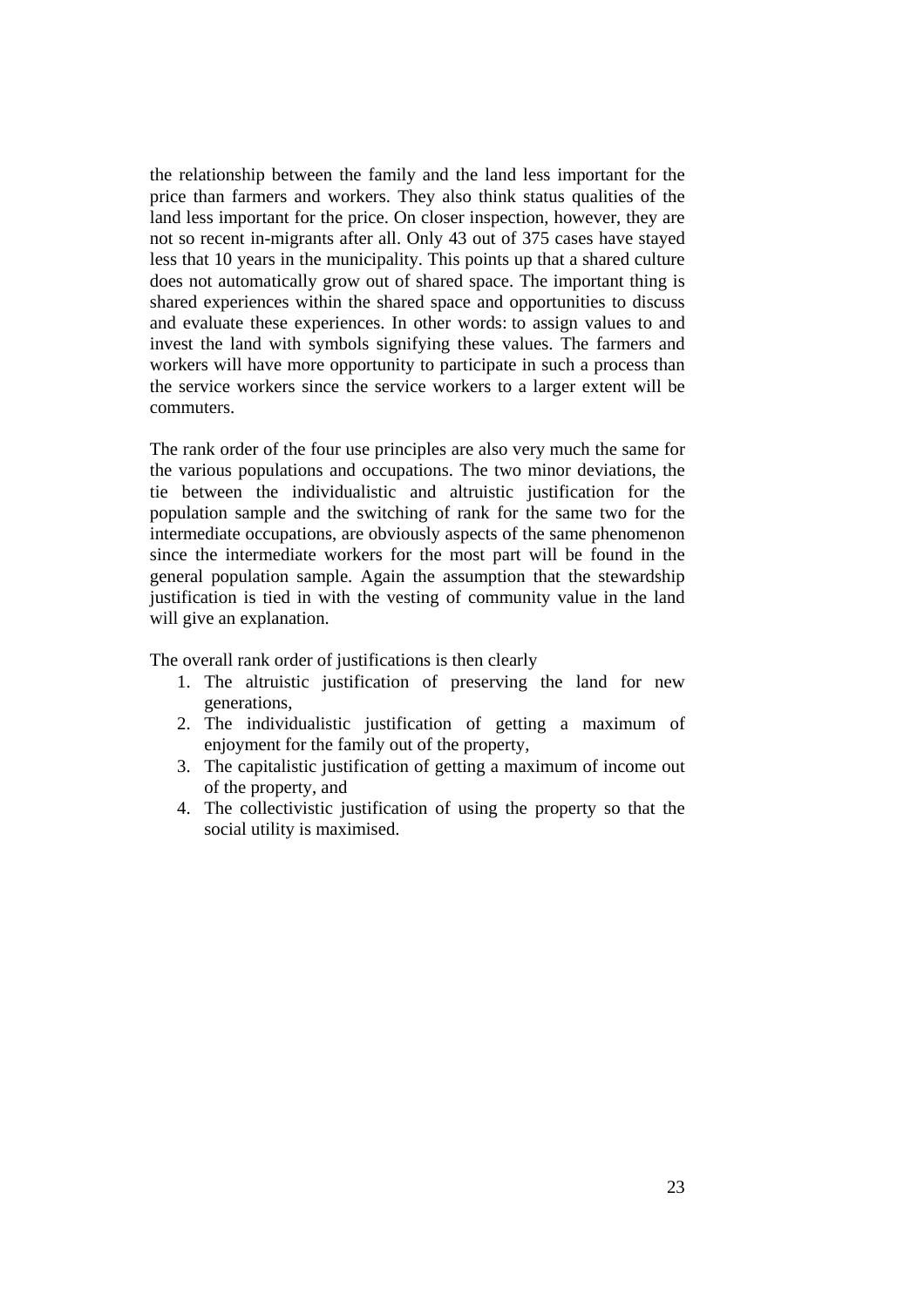the relationship between the family and the land less important for the price than farmers and workers. They also think status qualities of the land less important for the price. On closer inspection, however, they are not so recent in-migrants after all. Only 43 out of 375 cases have stayed less that 10 years in the municipality. This points up that a shared culture does not automatically grow out of shared space. The important thing is shared experiences within the shared space and opportunities to discuss and evaluate these experiences. In other words: to assign values to and invest the land with symbols signifying these values. The farmers and workers will have more opportunity to participate in such a process than the service workers since the service workers to a larger extent will be commuters.

The rank order of the four use principles are also very much the same for the various populations and occupations. The two minor deviations, the tie between the individualistic and altruistic justification for the population sample and the switching of rank for the same two for the intermediate occupations, are obviously aspects of the same phenomenon since the intermediate workers for the most part will be found in the general population sample. Again the assumption that the stewardship justification is tied in with the vesting of community value in the land will give an explanation.

The overall rank order of justifications is then clearly

1. The altruistic justification of preserving the land for new generations,
2. The individualistic justification of getting a maximum of enjoyment for the family out of the property,
3. The capitalistic justification of getting a maximum of income out of the property, and
4. The collectivistic justification of using the property so that the social utility is maximised.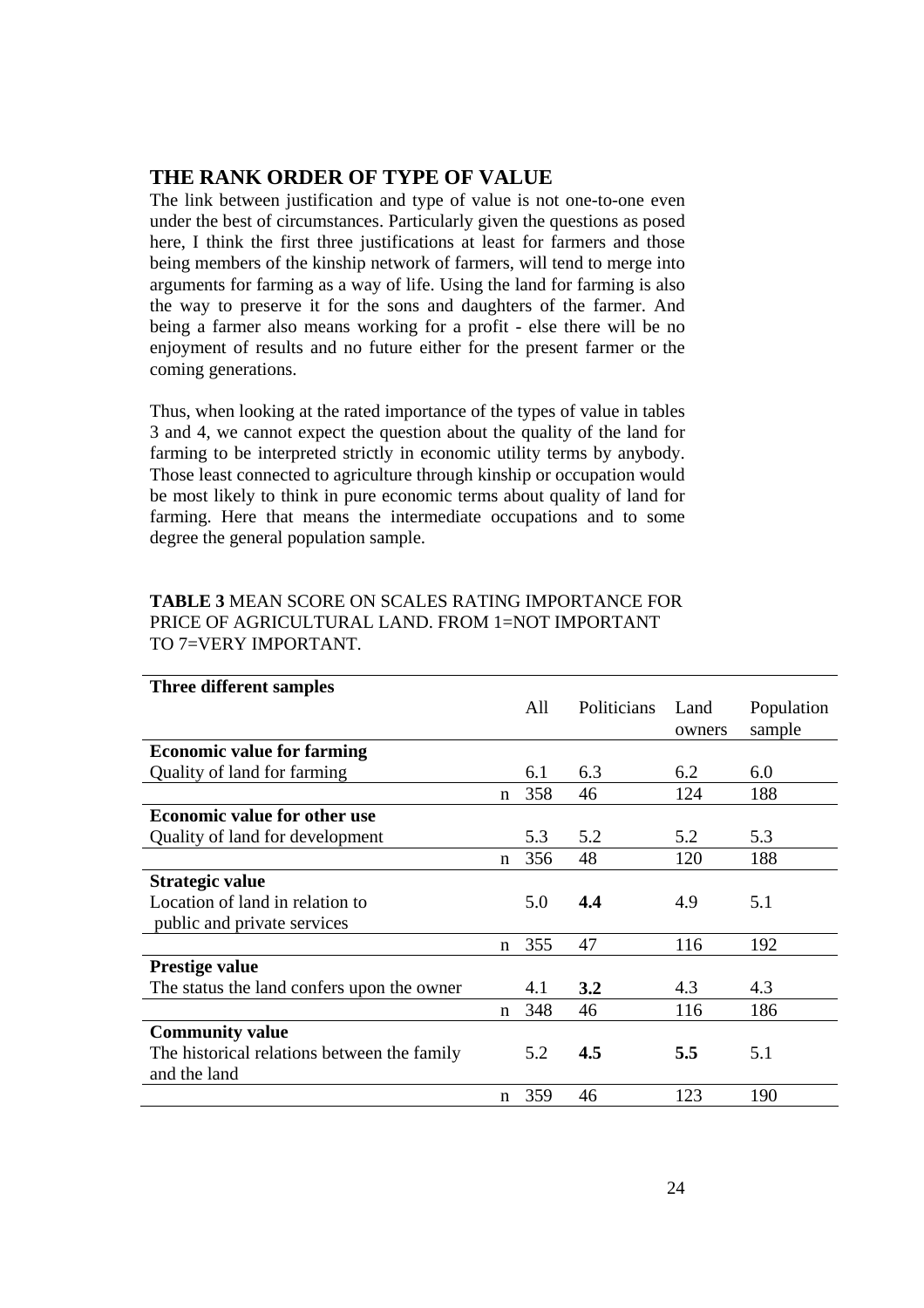## THE RANK ORDER OF TYPE OF VALUE

The link between justification and type of value is not one-to-one even under the best of circumstances. Particularly given the questions as posed here, I think the first three justifications at least for farmers and those being members of the kinship network of farmers, will tend to merge into arguments for farming as a way of life. Using the land for farming is also the way to preserve it for the sons and daughters of the farmer. And being a farmer also means working for a profit - else there will be no enjoyment of results and no future either for the present farmer or the coming generations.

Thus, when looking at the rated importance of the types of value in tables 3 and 4, we cannot expect the question about the quality of the land for farming to be interpreted strictly in economic utility terms by anybody. Those least connected to agriculture through kinship or occupation would be most likely to think in pure economic terms about quality of land for farming. Here that means the intermediate occupations and to some degree the general population sample.

**TABLE 3** MEAN SCORE ON SCALES RATING IMPORTANCE FOR PRICE OF AGRICULTURAL LAND. FROM 1=NOT IMPORTANT TO 7=VERY IMPORTANT.

| **Three different samples** | | All | Politicians | Land owners | Population sample |
|---|---|---|---|---|---|
| **Economic value for farming** | | | | | |
| Quality of land for farming | | 6.1 | 6.3 | 6.2 | 6.0 |
| | n | 358 | 46 | 124 | 188 |
| **Economic value for other use** | | | | | |
| Quality of land for development | | 5.3 | 5.2 | 5.2 | 5.3 |
| | n | 356 | 48 | 120 | 188 |
| **Strategic value** | | | | | |
| Location of land in relation to public and private services | | 5.0 | **4.4** | 4.9 | 5.1 |
| | n | 355 | 47 | 116 | 192 |
| **Prestige value** | | | | | |
| The status the land confers upon the owner | | 4.1 | **3.2** | 4.3 | 4.3 |
| | n | 348 | 46 | 116 | 186 |
| **Community value** | | | | | |
| The historical relations between the family and the land | | 5.2 | **4.5** | **5.5** | 5.1 |
| | n | 359 | 46 | 123 | 190 |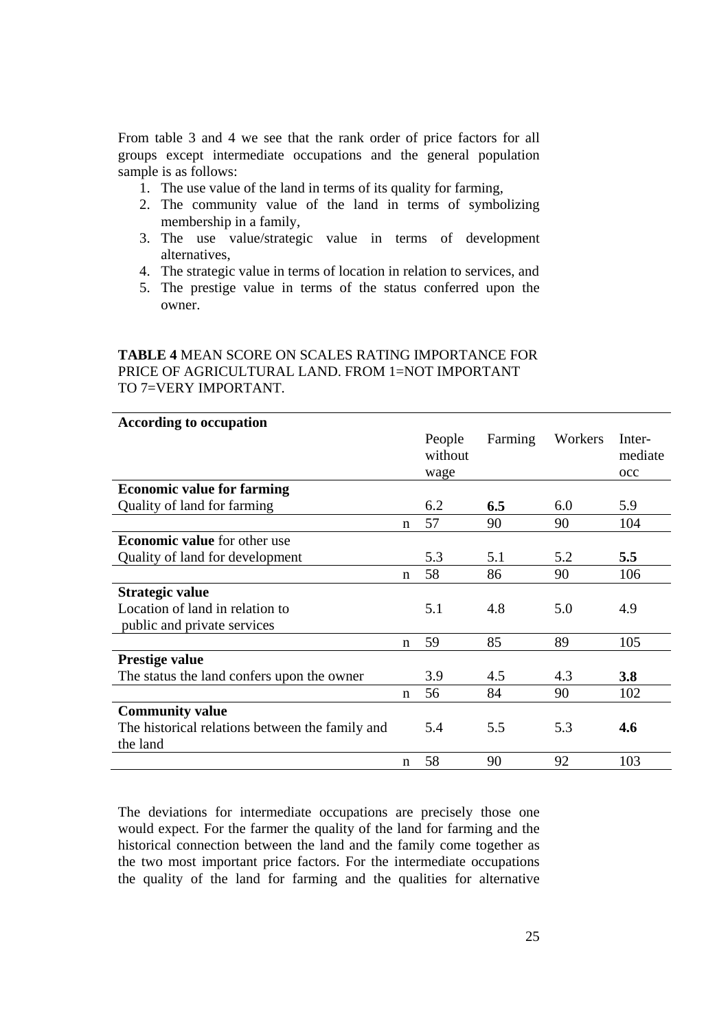From table 3 and 4 we see that the rank order of price factors for all groups except intermediate occupations and the general population sample is as follows:

1. The use value of the land in terms of its quality for farming,
2. The community value of the land in terms of symbolizing membership in a family,
3. The use value/strategic value in terms of development alternatives,
4. The strategic value in terms of location in relation to services, and
5. The prestige value in terms of the status conferred upon the owner.

**TABLE 4** MEAN SCORE ON SCALES RATING IMPORTANCE FOR PRICE OF AGRICULTURAL LAND. FROM 1=NOT IMPORTANT TO 7=VERY IMPORTANT.

| **According to occupation** | | People without wage | Farming | Workers | Inter-mediate occ |
|---|---|---|---|---|---|
| **Economic value for farming** | | | | | |
| Quality of land for farming | | 6.2 | **6.5** | 6.0 | 5.9 |
| | n | 57 | 90 | 90 | 104 |
| **Economic value** for other use | | | | | |
| Quality of land for development | | 5.3 | 5.1 | 5.2 | **5.5** |
| | n | 58 | 86 | 90 | 106 |
| **Strategic value** | | | | | |
| Location of land in relation to public and private services | | 5.1 | 4.8 | 5.0 | 4.9 |
| | n | 59 | 85 | 89 | 105 |
| **Prestige value** | | | | | |
| The status the land confers upon the owner | | 3.9 | 4.5 | 4.3 | **3.8** |
| | n | 56 | 84 | 90 | 102 |
| **Community value** | | | | | |
| The historical relations between the family and the land | | 5.4 | 5.5 | 5.3 | **4.6** |
| | n | 58 | 90 | 92 | 103 |

The deviations for intermediate occupations are precisely those one would expect. For the farmer the quality of the land for farming and the historical connection between the land and the family come together as the two most important price factors. For the intermediate occupations the quality of the land for farming and the qualities for alternative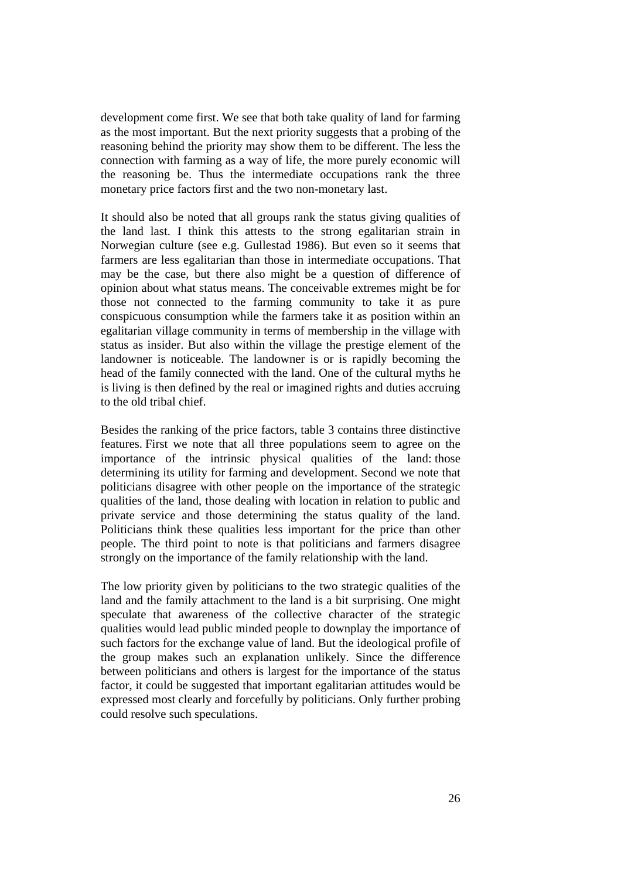development come first. We see that both take quality of land for farming as the most important. But the next priority suggests that a probing of the reasoning behind the priority may show them to be different. The less the connection with farming as a way of life, the more purely economic will the reasoning be. Thus the intermediate occupations rank the three monetary price factors first and the two non-monetary last.

It should also be noted that all groups rank the status giving qualities of the land last. I think this attests to the strong egalitarian strain in Norwegian culture (see e.g. Gullestad 1986). But even so it seems that farmers are less egalitarian than those in intermediate occupations. That may be the case, but there also might be a question of difference of opinion about what status means. The conceivable extremes might be for those not connected to the farming community to take it as pure conspicuous consumption while the farmers take it as position within an egalitarian village community in terms of membership in the village with status as insider. But also within the village the prestige element of the landowner is noticeable. The landowner is or is rapidly becoming the head of the family connected with the land. One of the cultural myths he is living is then defined by the real or imagined rights and duties accruing to the old tribal chief.

Besides the ranking of the price factors, table 3 contains three distinctive features. First we note that all three populations seem to agree on the importance of the intrinsic physical qualities of the land: those determining its utility for farming and development. Second we note that politicians disagree with other people on the importance of the strategic qualities of the land, those dealing with location in relation to public and private service and those determining the status quality of the land. Politicians think these qualities less important for the price than other people. The third point to note is that politicians and farmers disagree strongly on the importance of the family relationship with the land.

The low priority given by politicians to the two strategic qualities of the land and the family attachment to the land is a bit surprising. One might speculate that awareness of the collective character of the strategic qualities would lead public minded people to downplay the importance of such factors for the exchange value of land. But the ideological profile of the group makes such an explanation unlikely. Since the difference between politicians and others is largest for the importance of the status factor, it could be suggested that important egalitarian attitudes would be expressed most clearly and forcefully by politicians. Only further probing could resolve such speculations.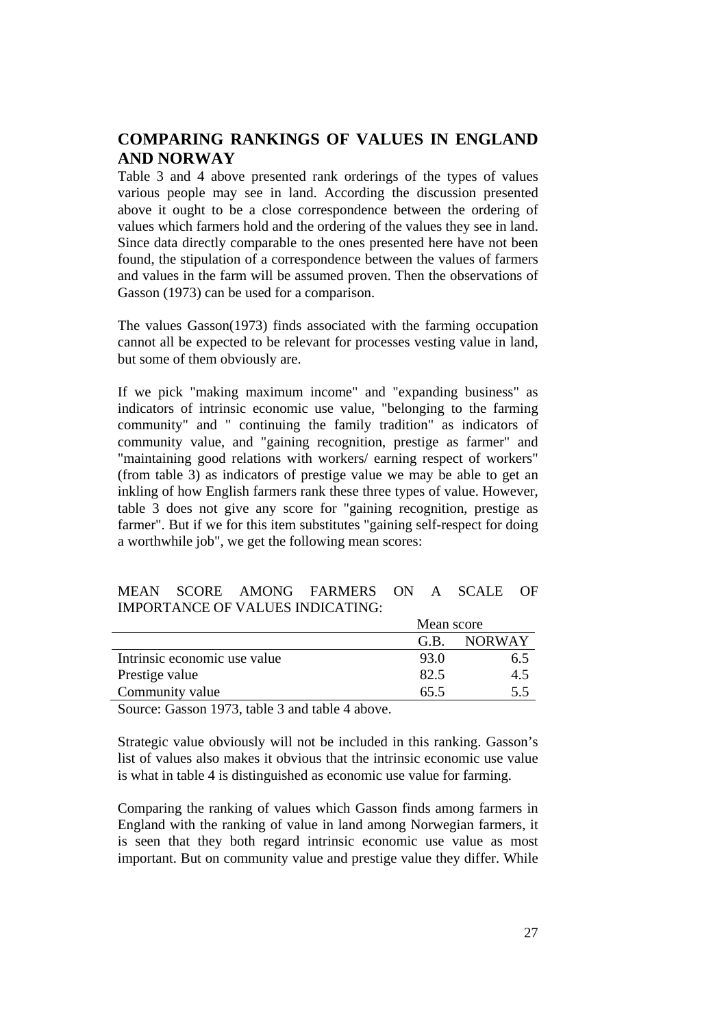## COMPARING RANKINGS OF VALUES IN ENGLAND AND NORWAY

Table 3 and 4 above presented rank orderings of the types of values various people may see in land. According the discussion presented above it ought to be a close correspondence between the ordering of values which farmers hold and the ordering of the values they see in land. Since data directly comparable to the ones presented here have not been found, the stipulation of a correspondence between the values of farmers and values in the farm will be assumed proven. Then the observations of Gasson (1973) can be used for a comparison.

The values Gasson(1973) finds associated with the farming occupation cannot all be expected to be relevant for processes vesting value in land, but some of them obviously are.

If we pick "making maximum income" and "expanding business" as indicators of intrinsic economic use value, "belonging to the farming community" and " continuing the family tradition" as indicators of community value, and "gaining recognition, prestige as farmer" and "maintaining good relations with workers/ earning respect of workers" (from table 3) as indicators of prestige value we may be able to get an inkling of how English farmers rank these three types of value. However, table 3 does not give any score for "gaining recognition, prestige as farmer". But if we for this item substitutes "gaining self-respect for doing a worthwhile job", we get the following mean scores:

MEAN SCORE AMONG FARMERS ON A SCALE OF IMPORTANCE OF VALUES INDICATING:

| | Mean score | |
|---|---|---|
| | G.B. | NORWAY |
| Intrinsic economic use value | 93.0 | 6.5 |
| Prestige value | 82.5 | 4.5 |
| Community value | 65.5 | 5.5 |

Source: Gasson 1973, table 3 and table 4 above.

Strategic value obviously will not be included in this ranking. Gasson's list of values also makes it obvious that the intrinsic economic use value is what in table 4 is distinguished as economic use value for farming.

Comparing the ranking of values which Gasson finds among farmers in England with the ranking of value in land among Norwegian farmers, it is seen that they both regard intrinsic economic use value as most important. But on community value and prestige value they differ. While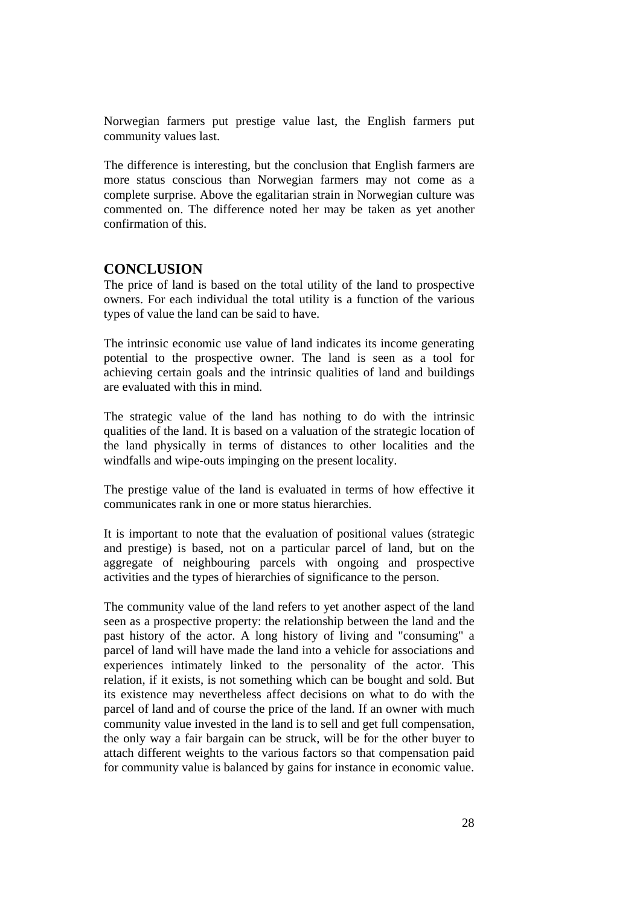Norwegian farmers put prestige value last, the English farmers put community values last.

The difference is interesting, but the conclusion that English farmers are more status conscious than Norwegian farmers may not come as a complete surprise. Above the egalitarian strain in Norwegian culture was commented on. The difference noted her may be taken as yet another confirmation of this.

## CONCLUSION

The price of land is based on the total utility of the land to prospective owners. For each individual the total utility is a function of the various types of value the land can be said to have.

The intrinsic economic use value of land indicates its income generating potential to the prospective owner. The land is seen as a tool for achieving certain goals and the intrinsic qualities of land and buildings are evaluated with this in mind.

The strategic value of the land has nothing to do with the intrinsic qualities of the land. It is based on a valuation of the strategic location of the land physically in terms of distances to other localities and the windfalls and wipe-outs impinging on the present locality.

The prestige value of the land is evaluated in terms of how effective it communicates rank in one or more status hierarchies.

It is important to note that the evaluation of positional values (strategic and prestige) is based, not on a particular parcel of land, but on the aggregate of neighbouring parcels with ongoing and prospective activities and the types of hierarchies of significance to the person.

The community value of the land refers to yet another aspect of the land seen as a prospective property: the relationship between the land and the past history of the actor. A long history of living and "consuming" a parcel of land will have made the land into a vehicle for associations and experiences intimately linked to the personality of the actor. This relation, if it exists, is not something which can be bought and sold. But its existence may nevertheless affect decisions on what to do with the parcel of land and of course the price of the land. If an owner with much community value invested in the land is to sell and get full compensation, the only way a fair bargain can be struck, will be for the other buyer to attach different weights to the various factors so that compensation paid for community value is balanced by gains for instance in economic value.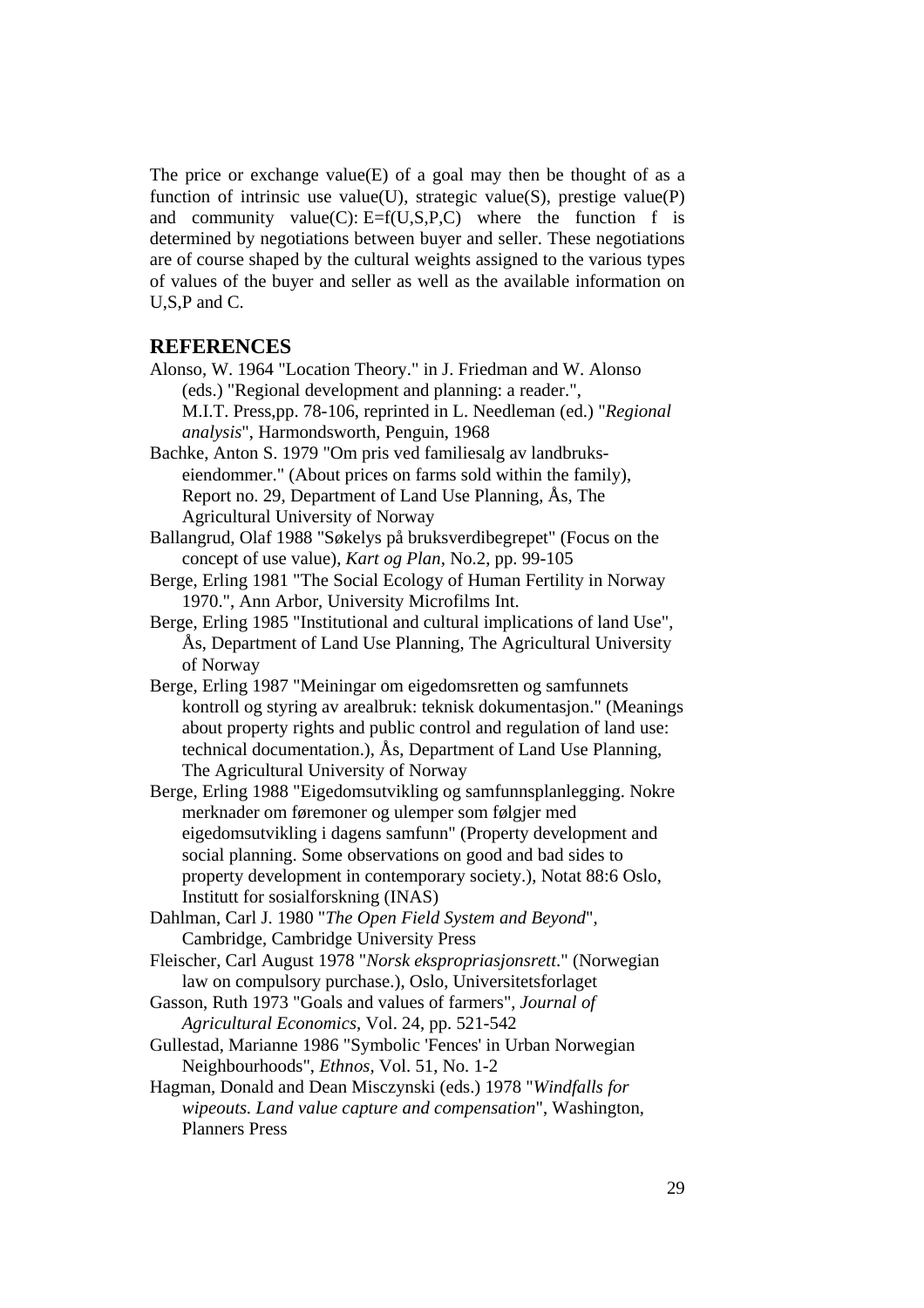The price or exchange value(E) of a goal may then be thought of as a function of intrinsic use value(U), strategic value(S), prestige value(P) and community value(C): $E=f(U,S,P,C)$ where the function f is determined by negotiations between buyer and seller. These negotiations are of course shaped by the cultural weights assigned to the various types of values of the buyer and seller as well as the available information on U,S,P and C.

## REFERENCES

Alonso, W. 1964 "Location Theory." in J. Friedman and W. Alonso (eds.) "Regional development and planning: a reader.", M.I.T. Press,pp. 78-106, reprinted in L. Needleman (ed.) "*Regional analysis*", Harmondsworth, Penguin, 1968

Bachke, Anton S. 1979 "Om pris ved familiesalg av landbruks-eiendommer." (About prices on farms sold within the family), Report no. 29, Department of Land Use Planning, Ås, The Agricultural University of Norway

Ballangrud, Olaf 1988 "Søkelys på bruksverdibegrepet" (Focus on the concept of use value), *Kart og Plan*, No.2, pp. 99-105

Berge, Erling 1981 "The Social Ecology of Human Fertility in Norway 1970.", Ann Arbor, University Microfilms Int.

Berge, Erling 1985 "Institutional and cultural implications of land Use", Ås, Department of Land Use Planning, The Agricultural University of Norway

Berge, Erling 1987 "Meiningar om eigedomsretten og samfunnets kontroll og styring av arealbruk: teknisk dokumentasjon." (Meanings about property rights and public control and regulation of land use: technical documentation.), Ås, Department of Land Use Planning, The Agricultural University of Norway

Berge, Erling 1988 "Eigedomsutvikling og samfunnsplanlegging. Nokre merknader om føremoner og ulemper som følgjer med eigedomsutvikling i dagens samfunn" (Property development and social planning. Some observations on good and bad sides to property development in contemporary society.), Notat 88:6 Oslo, Institutt for sosialforskning (INAS)

Dahlman, Carl J. 1980 "*The Open Field System and Beyond*", Cambridge, Cambridge University Press

Fleischer, Carl August 1978 "*Norsk ekspropriasjonsrett*." (Norwegian law on compulsory purchase.), Oslo, Universitetsforlaget

Gasson, Ruth 1973 "Goals and values of farmers", *Journal of Agricultural Economics*, Vol. 24, pp. 521-542

Gullestad, Marianne 1986 "Symbolic 'Fences' in Urban Norwegian Neighbourhoods", *Ethnos*, Vol. 51, No. 1-2

Hagman, Donald and Dean Misczynski (eds.) 1978 "*Windfalls for wipeouts. Land value capture and compensation*", Washington, Planners Press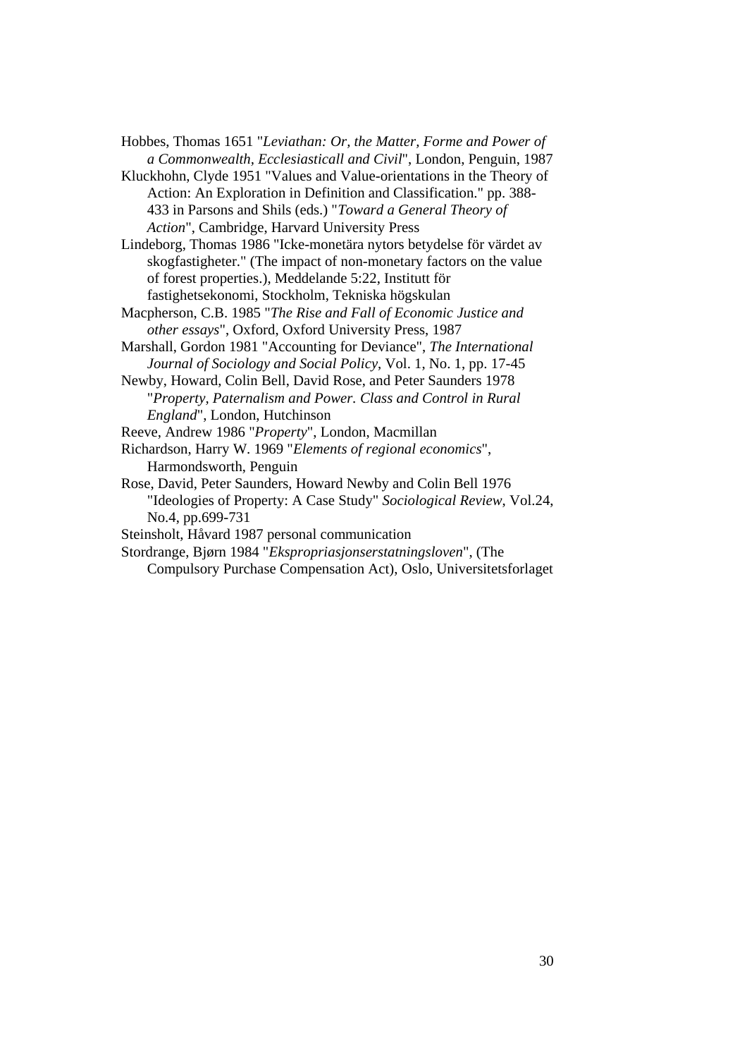Hobbes, Thomas 1651 "*Leviathan: Or, the Matter, Forme and Power of a Commonwealth, Ecclesiasticall and Civil*", London, Penguin, 1987

Kluckhohn, Clyde 1951 "Values and Value-orientations in the Theory of Action: An Exploration in Definition and Classification." pp. 388-433 in Parsons and Shils (eds.) "*Toward a General Theory of Action*", Cambridge, Harvard University Press

Lindeborg, Thomas 1986 "Icke-monetära nytors betydelse för värdet av skogfastigheter." (The impact of non-monetary factors on the value of forest properties.), Meddelande 5:22, Institutt för fastighetsekonomi, Stockholm, Tekniska högskulan

Macpherson, C.B. 1985 "*The Rise and Fall of Economic Justice and other essays*", Oxford, Oxford University Press, 1987

Marshall, Gordon 1981 "Accounting for Deviance", *The International Journal of Sociology and Social Policy*, Vol. 1, No. 1, pp. 17-45

Newby, Howard, Colin Bell, David Rose, and Peter Saunders 1978 "*Property, Paternalism and Power. Class and Control in Rural England*", London, Hutchinson

Reeve, Andrew 1986 "*Property*", London, Macmillan

Richardson, Harry W. 1969 "*Elements of regional economics*", Harmondsworth, Penguin

Rose, David, Peter Saunders, Howard Newby and Colin Bell 1976 "Ideologies of Property: A Case Study" *Sociological Review*, Vol.24, No.4, pp.699-731

Steinsholt, Håvard 1987 personal communication

Stordrange, Bjørn 1984 "*Ekspropriasjonserstatningsloven*", (The Compulsory Purchase Compensation Act), Oslo, Universitetsforlaget